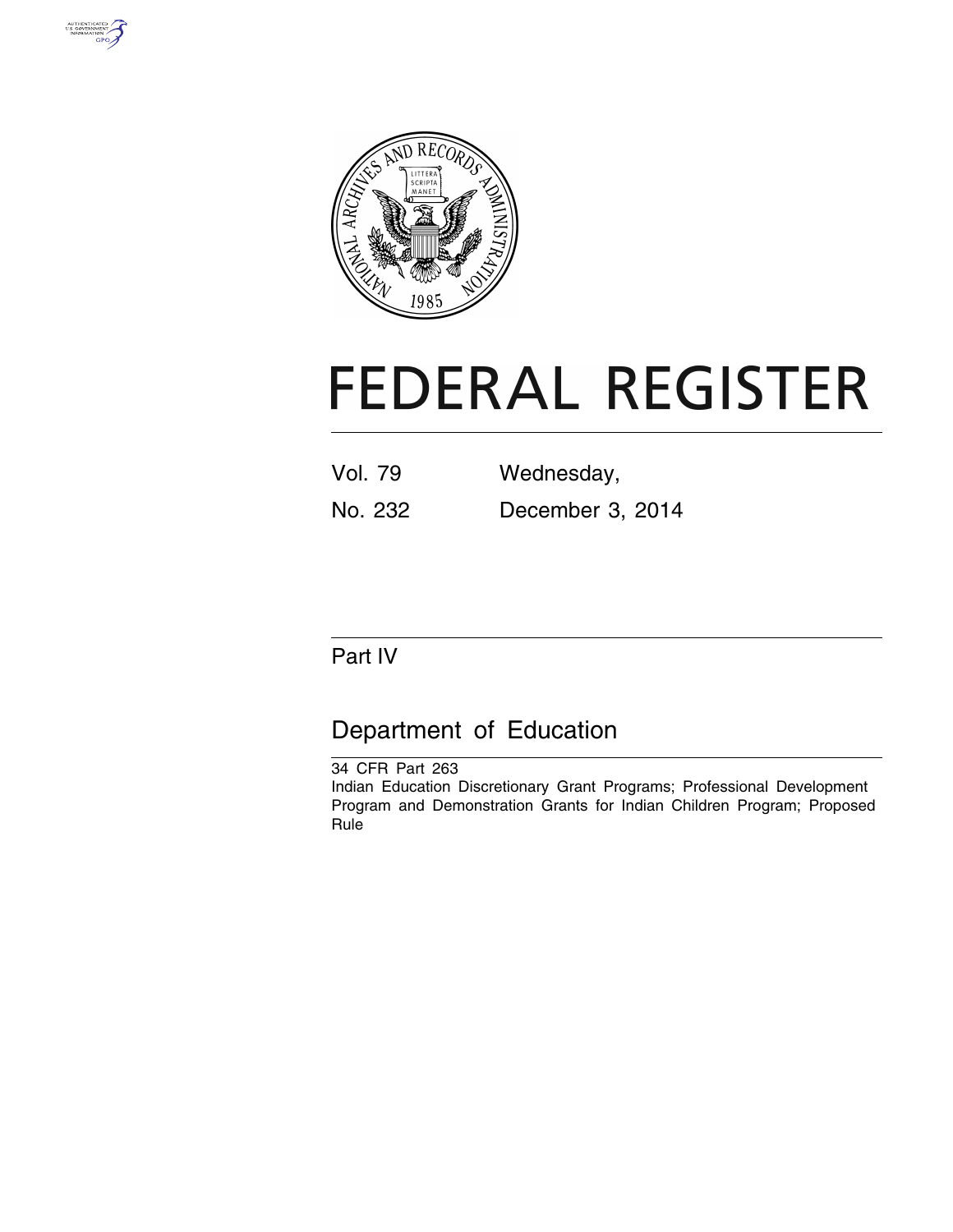# FEDERAL REGISTER

Vol. 79 Wednesday,

No. 232 December 3, 2014

## Part IV

## Department of Education

34 CFR Part 263

Indian Education Discretionary Grant Programs; Professional Development Program and Demonstration Grants for Indian Children Program; Proposed Rule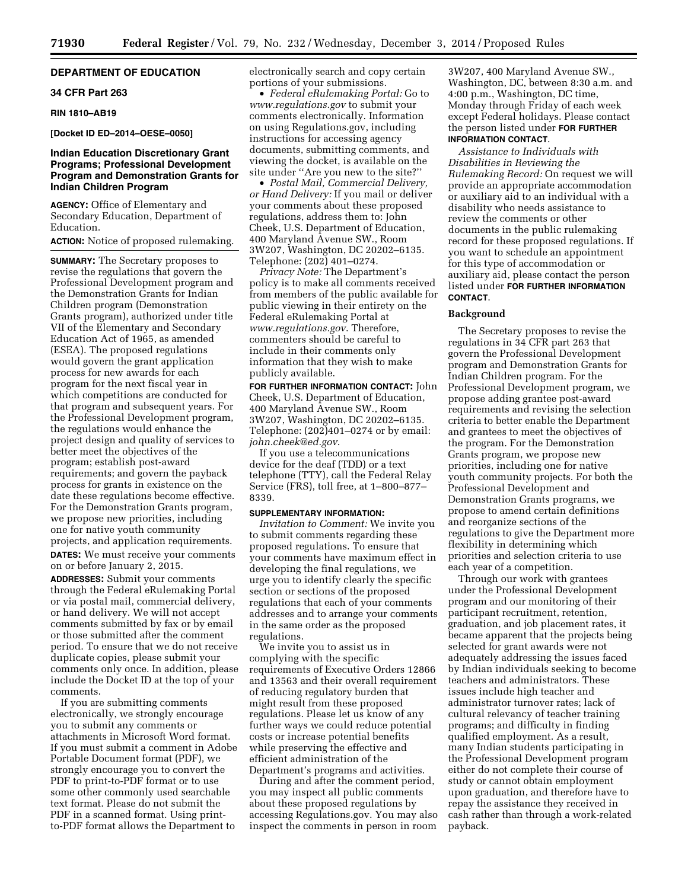## DEPARTMENT OF EDUCATION

### 34 CFR Part 263

**RIN 1810–AB19**

**[Docket ID ED–2014–OESE–0050]**

### Indian Education Discretionary Grant Programs; Professional Development Program and Demonstration Grants for Indian Children Program

**AGENCY:** Office of Elementary and Secondary Education, Department of Education.

**ACTION:** Notice of proposed rulemaking.

**SUMMARY:** The Secretary proposes to revise the regulations that govern the Professional Development program and the Demonstration Grants for Indian Children program (Demonstration Grants program), authorized under title VII of the Elementary and Secondary Education Act of 1965, as amended (ESEA). The proposed regulations would govern the grant application process for new awards for each program for the next fiscal year in which competitions are conducted for that program and subsequent years. For the Professional Development program, the regulations would enhance the project design and quality of services to better meet the objectives of the program; establish post-award requirements; and govern the payback process for grants in existence on the date these regulations become effective. For the Demonstration Grants program, we propose new priorities, including one for native youth community projects, and application requirements.

**DATES:** We must receive your comments on or before January 2, 2015.

**ADDRESSES:** Submit your comments through the Federal eRulemaking Portal or via postal mail, commercial delivery, or hand delivery. We will not accept comments submitted by fax or by email or those submitted after the comment period. To ensure that we do not receive duplicate copies, please submit your comments only once. In addition, please include the Docket ID at the top of your comments.

If you are submitting comments electronically, we strongly encourage you to submit any comments or attachments in Microsoft Word format. If you must submit a comment in Adobe Portable Document format (PDF), we strongly encourage you to convert the PDF to print-to-PDF format or to use some other commonly used searchable text format. Please do not submit the PDF in a scanned format. Using print-to-PDF format allows the Department to electronically search and copy certain portions of your submissions.

- *Federal eRulemaking Portal:* Go to *www.regulations.gov* to submit your comments electronically. Information on using Regulations.gov, including instructions for accessing agency documents, submitting comments, and viewing the docket, is available on the site under "Are you new to the site?"
- *Postal Mail, Commercial Delivery, or Hand Delivery:* If you mail or deliver your comments about these proposed regulations, address them to: John Cheek, U.S. Department of Education, 400 Maryland Avenue SW., Room 3W207, Washington, DC 20202–6135. Telephone: (202) 401–0274.

*Privacy Note:* The Department's policy is to make all comments received from members of the public available for public viewing in their entirety on the Federal eRulemaking Portal at *www.regulations.gov*. Therefore, commenters should be careful to include in their comments only information that they wish to make publicly available.

**FOR FURTHER INFORMATION CONTACT:** John Cheek, U.S. Department of Education, 400 Maryland Avenue SW., Room 3W207, Washington, DC 20202–6135. Telephone: (202)401–0274 or by email: *john.cheek@ed.gov*.

If you use a telecommunications device for the deaf (TDD) or a text telephone (TTY), call the Federal Relay Service (FRS), toll free, at 1–800–877–8339.

**SUPPLEMENTARY INFORMATION:**

*Invitation to Comment:* We invite you to submit comments regarding these proposed regulations. To ensure that your comments have maximum effect in developing the final regulations, we urge you to identify clearly the specific section or sections of the proposed regulations that each of your comments addresses and to arrange your comments in the same order as the proposed regulations.

We invite you to assist us in complying with the specific requirements of Executive Orders 12866 and 13563 and their overall requirement of reducing regulatory burden that might result from these proposed regulations. Please let us know of any further ways we could reduce potential costs or increase potential benefits while preserving the effective and efficient administration of the Department's programs and activities.

During and after the comment period, you may inspect all public comments about these proposed regulations by accessing Regulations.gov. You may also inspect the comments in person in room 3W207, 400 Maryland Avenue SW., Washington, DC, between 8:30 a.m. and 4:00 p.m., Washington, DC time, Monday through Friday of each week except Federal holidays. Please contact the person listed under **FOR FURTHER INFORMATION CONTACT**.

*Assistance to Individuals with Disabilities in Reviewing the Rulemaking Record:* On request we will provide an appropriate accommodation or auxiliary aid to an individual with a disability who needs assistance to review the comments or other documents in the public rulemaking record for these proposed regulations. If you want to schedule an appointment for this type of accommodation or auxiliary aid, please contact the person listed under **FOR FURTHER INFORMATION CONTACT**.

**Background**

The Secretary proposes to revise the regulations in 34 CFR part 263 that govern the Professional Development program and Demonstration Grants for Indian Children program. For the Professional Development program, we propose adding grantee post-award requirements and revising the selection criteria to better enable the Department and grantees to meet the objectives of the program. For the Demonstration Grants program, we propose new priorities, including one for native youth community projects. For both the Professional Development and Demonstration Grants programs, we propose to amend certain definitions and reorganize sections of the regulations to give the Department more flexibility in determining which priorities and selection criteria to use each year of a competition.

Through our work with grantees under the Professional Development program and our monitoring of their participant recruitment, retention, graduation, and job placement rates, it became apparent that the projects being selected for grant awards were not adequately addressing the issues faced by Indian individuals seeking to become teachers and administrators. These issues include high teacher and administrator turnover rates; lack of cultural relevancy of teacher training programs; and difficulty in finding qualified employment. As a result, many Indian students participating in the Professional Development program either do not complete their course of study or cannot obtain employment upon graduation, and therefore have to repay the assistance they received in cash rather than through a work-related payback.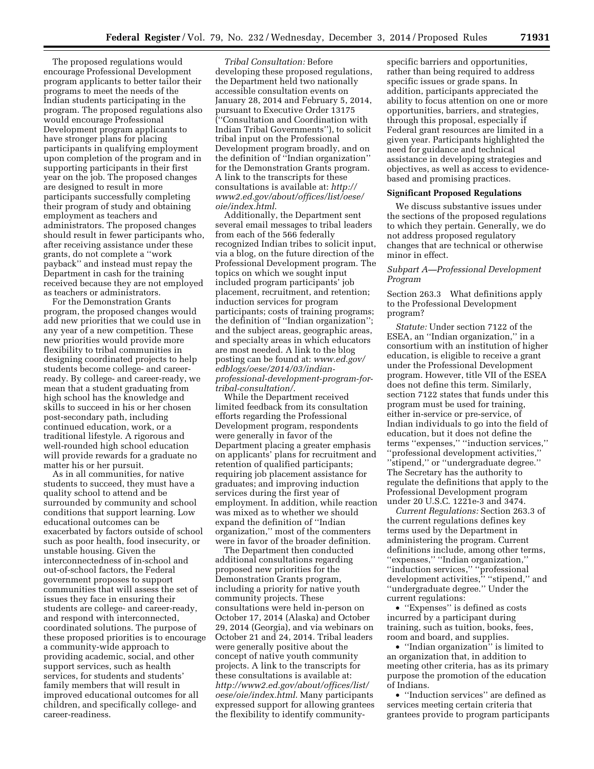The proposed regulations would encourage Professional Development program applicants to better tailor their programs to meet the needs of the Indian students participating in the program. The proposed regulations also would encourage Professional Development program applicants to have stronger plans for placing participants in qualifying employment upon completion of the program and in supporting participants in their first year on the job. The proposed changes are designed to result in more participants successfully completing their program of study and obtaining employment as teachers and administrators. The proposed changes should result in fewer participants who, after receiving assistance under these grants, do not complete a ''work payback'' and instead must repay the Department in cash for the training received because they are not employed as teachers or administrators.

For the Demonstration Grants program, the proposed changes would add new priorities that we could use in any year of a new competition. These new priorities would provide more flexibility to tribal communities in designing coordinated projects to help students become college- and career-ready. By college- and career-ready, we mean that a student graduating from high school has the knowledge and skills to succeed in his or her chosen post-secondary path, including continued education, work, or a traditional lifestyle. A rigorous and well-rounded high school education will provide rewards for a graduate no matter his or her pursuit.

As in all communities, for native students to succeed, they must have a quality school to attend and be surrounded by community and school conditions that support learning. Low educational outcomes can be exacerbated by factors outside of school such as poor health, food insecurity, or unstable housing. Given the interconnectedness of in-school and out-of-school factors, the Federal government proposes to support communities that will assess the set of issues they face in ensuring their students are college- and career-ready, and respond with interconnected, coordinated solutions. The purpose of these proposed priorities is to encourage a community-wide approach to providing academic, social, and other support services, such as health services, for students and students' family members that will result in improved educational outcomes for all children, and specifically college- and career-readiness.

*Tribal Consultation:* Before developing these proposed regulations, the Department held two nationally accessible consultation events on January 28, 2014 and February 5, 2014, pursuant to Executive Order 13175 (''Consultation and Coordination with Indian Tribal Governments''), to solicit tribal input on the Professional Development program broadly, and on the definition of ''Indian organization'' for the Demonstration Grants program. A link to the transcripts for these consultations is available at: *http://www2.ed.gov/about/offices/list/oese/oie/index.html*.

Additionally, the Department sent several email messages to tribal leaders from each of the 566 federally recognized Indian tribes to solicit input, via a blog, on the future direction of the Professional Development program. The topics on which we sought input included program participants' job placement, recruitment, and retention; induction services for program participants; costs of training programs; the definition of ''Indian organization''; and the subject areas, geographic areas, and specialty areas in which educators are most needed. A link to the blog posting can be found at: *www.ed.gov/edblogs/oese/2014/03/indian-professional-development-program-for-tribal-consultation/*.

While the Department received limited feedback from its consultation efforts regarding the Professional Development program, respondents were generally in favor of the Department placing a greater emphasis on applicants' plans for recruitment and retention of qualified participants; requiring job placement assistance for graduates; and improving induction services during the first year of employment. In addition, while reaction was mixed as to whether we should expand the definition of ''Indian organization,'' most of the commenters were in favor of the broader definition.

The Department then conducted additional consultations regarding proposed new priorities for the Demonstration Grants program, including a priority for native youth community projects. These consultations were held in-person on October 17, 2014 (Alaska) and October 29, 2014 (Georgia), and via webinars on October 21 and 24, 2014. Tribal leaders were generally positive about the concept of native youth community projects. A link to the transcripts for these consultations is available at: *http://www2.ed.gov/about/offices/list/oese/oie/index.html*. Many participants expressed support for allowing grantees the flexibility to identify community-specific barriers and opportunities, rather than being required to address specific issues or grade spans. In addition, participants appreciated the ability to focus attention on one or more opportunities, barriers, and strategies, through this proposal, especially if Federal grant resources are limited in a given year. Participants highlighted the need for guidance and technical assistance in developing strategies and objectives, as well as access to evidence-based and promising practices.

## Significant Proposed Regulations

We discuss substantive issues under the sections of the proposed regulations to which they pertain. Generally, we do not address proposed regulatory changes that are technical or otherwise minor in effect.

### *Subpart A—Professional Development Program*

Section 263.3 What definitions apply to the Professional Development program?

*Statute:* Under section 7122 of the ESEA, an ''Indian organization,'' in a consortium with an institution of higher education, is eligible to receive a grant under the Professional Development program. However, title VII of the ESEA does not define this term. Similarly, section 7122 states that funds under this program must be used for training, either in-service or pre-service, of Indian individuals to go into the field of education, but it does not define the terms ''expenses,'' ''induction services,'' ''professional development activities,'' ''stipend,'' or ''undergraduate degree.'' The Secretary has the authority to regulate the definitions that apply to the Professional Development program under 20 U.S.C. 1221e-3 and 3474.

*Current Regulations:* Section 263.3 of the current regulations defines key terms used by the Department in administering the program. Current definitions include, among other terms, ''expenses,'' ''Indian organization,'' ''induction services,'' ''professional development activities,'' ''stipend,'' and ''undergraduate degree.'' Under the current regulations:

- ''Expenses'' is defined as costs incurred by a participant during training, such as tuition, books, fees, room and board, and supplies.
- ''Indian organization'' is limited to an organization that, in addition to meeting other criteria, has as its primary purpose the promotion of the education of Indians.
- ''Induction services'' are defined as services meeting certain criteria that grantees provide to program participants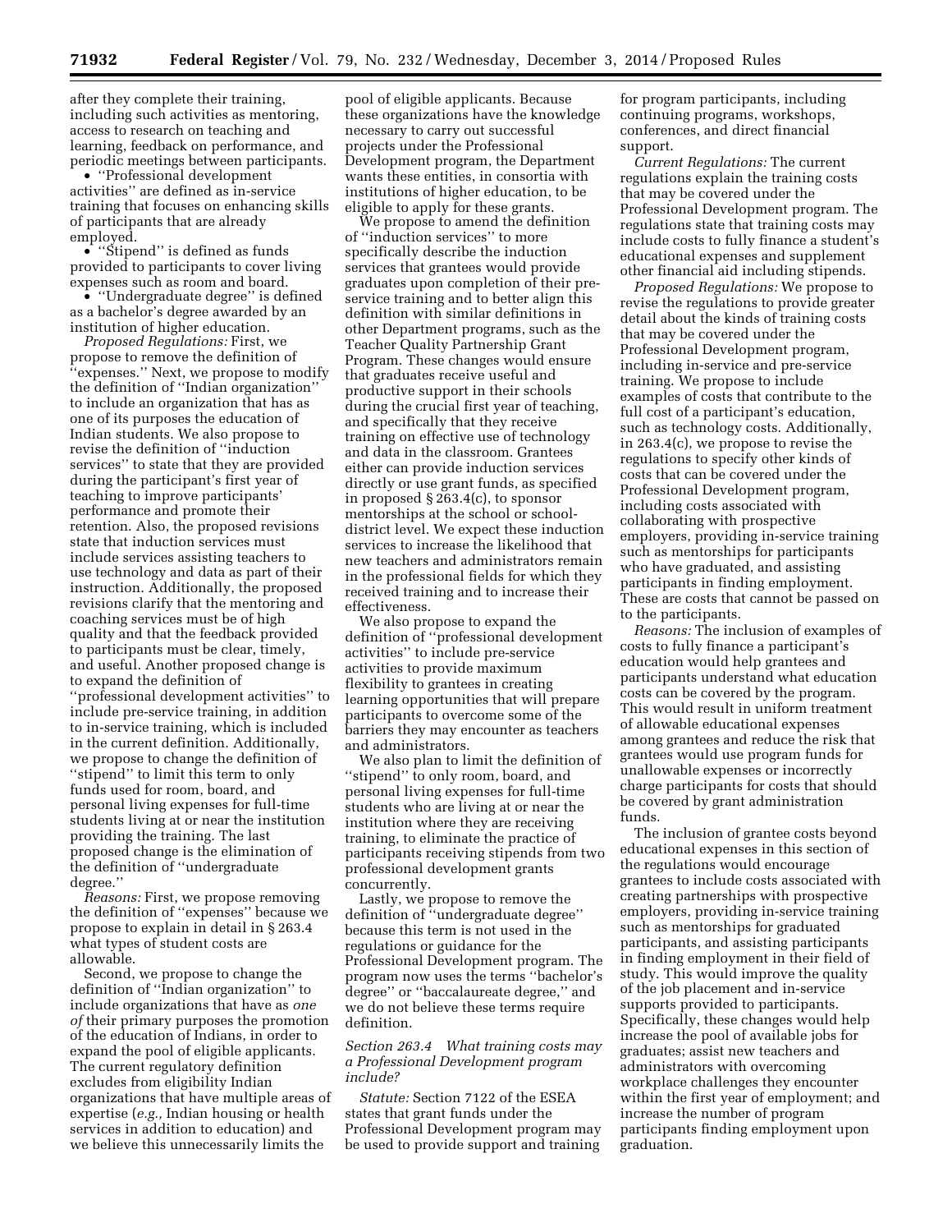after they complete their training, including such activities as mentoring, access to research on teaching and learning, feedback on performance, and periodic meetings between participants.

- ''Professional development activities'' are defined as in-service training that focuses on enhancing skills of participants that are already employed.
- ''Stipend'' is defined as funds provided to participants to cover living expenses such as room and board.
- ''Undergraduate degree'' is defined as a bachelor's degree awarded by an institution of higher education.

*Proposed Regulations:* First, we propose to remove the definition of ''expenses.'' Next, we propose to modify the definition of ''Indian organization'' to include an organization that has as one of its purposes the education of Indian students. We also propose to revise the definition of ''induction services'' to state that they are provided during the participant's first year of teaching to improve participants' performance and promote their retention. Also, the proposed revisions state that induction services must include services assisting teachers to use technology and data as part of their instruction. Additionally, the proposed revisions clarify that the mentoring and coaching services must be of high quality and that the feedback provided to participants must be clear, timely, and useful. Another proposed change is to expand the definition of ''professional development activities'' to include pre-service training, in addition to in-service training, which is included in the current definition. Additionally, we propose to change the definition of ''stipend'' to limit this term to only funds used for room, board, and personal living expenses for full-time students living at or near the institution providing the training. The last proposed change is the elimination of the definition of ''undergraduate degree.''

*Reasons:* First, we propose removing the definition of ''expenses'' because we propose to explain in detail in § 263.4 what types of student costs are allowable.

Second, we propose to change the definition of ''Indian organization'' to include organizations that have as *one of* their primary purposes the promotion of the education of Indians, in order to expand the pool of eligible applicants. The current regulatory definition excludes from eligibility Indian organizations that have multiple areas of expertise (*e.g.,* Indian housing or health services in addition to education) and we believe this unnecessarily limits the pool of eligible applicants. Because these organizations have the knowledge necessary to carry out successful projects under the Professional Development program, the Department wants these entities, in consortia with institutions of higher education, to be eligible to apply for these grants.

We propose to amend the definition of ''induction services'' to more specifically describe the induction services that grantees would provide graduates upon completion of their pre-service training and to better align this definition with similar definitions in other Department programs, such as the Teacher Quality Partnership Grant Program. These changes would ensure that graduates receive useful and productive support in their schools during the crucial first year of teaching, and specifically that they receive training on effective use of technology and data in the classroom. Grantees either can provide induction services directly or use grant funds, as specified in proposed § 263.4(c), to sponsor mentorships at the school or school-district level. We expect these induction services to increase the likelihood that new teachers and administrators remain in the professional fields for which they received training and to increase their effectiveness.

We also propose to expand the definition of ''professional development activities'' to include pre-service activities to provide maximum flexibility to grantees in creating learning opportunities that will prepare participants to overcome some of the barriers they may encounter as teachers and administrators.

We also plan to limit the definition of ''stipend'' to only room, board, and personal living expenses for full-time students who are living at or near the institution where they are receiving training, to eliminate the practice of participants receiving stipends from two professional development grants concurrently.

Lastly, we propose to remove the definition of ''undergraduate degree'' because this term is not used in the regulations or guidance for the Professional Development program. The program now uses the terms ''bachelor's degree'' or ''baccalaureate degree,'' and we do not believe these terms require definition.

*Section 263.4 What training costs may a Professional Development program include?*

*Statute:* Section 7122 of the ESEA states that grant funds under the Professional Development program may be used to provide support and training for program participants, including continuing programs, workshops, conferences, and direct financial support.

*Current Regulations:* The current regulations explain the training costs that may be covered under the Professional Development program. The regulations state that training costs may include costs to fully finance a student's educational expenses and supplement other financial aid including stipends.

*Proposed Regulations:* We propose to revise the regulations to provide greater detail about the kinds of training costs that may be covered under the Professional Development program, including in-service and pre-service training. We propose to include examples of costs that contribute to the full cost of a participant's education, such as technology costs. Additionally, in 263.4(c), we propose to revise the regulations to specify other kinds of costs that can be covered under the Professional Development program, including costs associated with collaborating with prospective employers, providing in-service training such as mentorships for participants who have graduated, and assisting participants in finding employment. These are costs that cannot be passed on to the participants.

*Reasons:* The inclusion of examples of costs to fully finance a participant's education would help grantees and participants understand what education costs can be covered by the program. This would result in uniform treatment of allowable educational expenses among grantees and reduce the risk that grantees would use program funds for unallowable expenses or incorrectly charge participants for costs that should be covered by grant administration funds.

The inclusion of grantee costs beyond educational expenses in this section of the regulations would encourage grantees to include costs associated with creating partnerships with prospective employers, providing in-service training such as mentorships for graduated participants, and assisting participants in finding employment in their field of study. This would improve the quality of the job placement and in-service supports provided to participants. Specifically, these changes would help increase the pool of available jobs for graduates; assist new teachers and administrators with overcoming workplace challenges they encounter within the first year of employment; and increase the number of program participants finding employment upon graduation.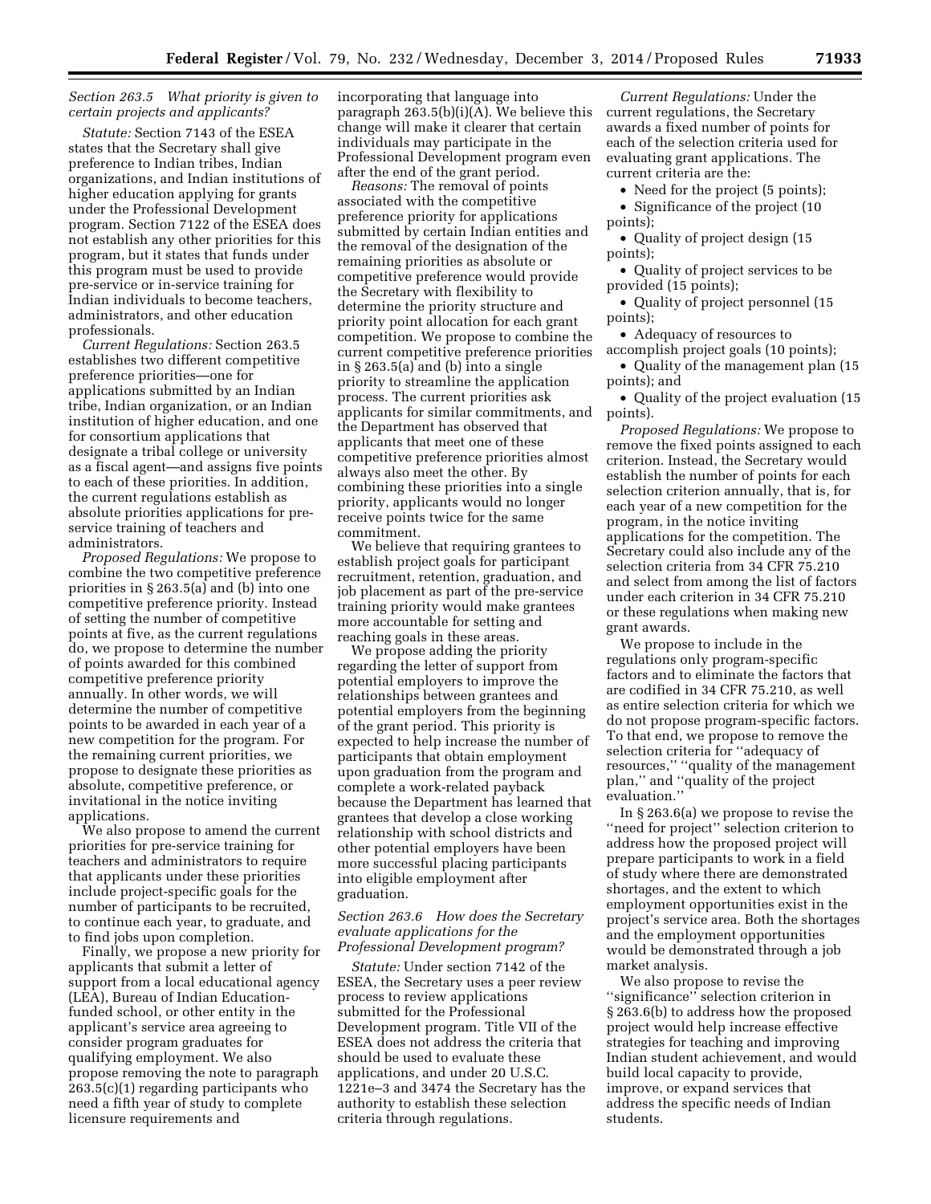### *Section 263.5 What priority is given to certain projects and applicants?*

*Statute:* Section 7143 of the ESEA states that the Secretary shall give preference to Indian tribes, Indian organizations, and Indian institutions of higher education applying for grants under the Professional Development program. Section 7122 of the ESEA does not establish any other priorities for this program, but it states that funds under this program must be used to provide pre-service or in-service training for Indian individuals to become teachers, administrators, and other education professionals.

*Current Regulations:* Section 263.5 establishes two different competitive preference priorities—one for applications submitted by an Indian tribe, Indian organization, or an Indian institution of higher education, and one for consortium applications that designate a tribal college or university as a fiscal agent—and assigns five points to each of these priorities. In addition, the current regulations establish as absolute priorities applications for pre-service training of teachers and administrators.

*Proposed Regulations:* We propose to combine the two competitive preference priorities in § 263.5(a) and (b) into one competitive preference priority. Instead of setting the number of competitive points at five, as the current regulations do, we propose to determine the number of points awarded for this combined competitive preference priority annually. In other words, we will determine the number of competitive points to be awarded in each year of a new competition for the program. For the remaining current priorities, we propose to designate these priorities as absolute, competitive preference, or invitational in the notice inviting applications.

We also propose to amend the current priorities for pre-service training for teachers and administrators to require that applicants under these priorities include project-specific goals for the number of participants to be recruited, to continue each year, to graduate, and to find jobs upon completion.

Finally, we propose a new priority for applicants that submit a letter of support from a local educational agency (LEA), Bureau of Indian Education-funded school, or other entity in the applicant's service area agreeing to consider program graduates for qualifying employment. We also propose removing the note to paragraph 263.5(c)(1) regarding participants who need a fifth year of study to complete licensure requirements and incorporating that language into paragraph 263.5(b)(i)(A). We believe this change will make it clearer that certain individuals may participate in the Professional Development program even after the end of the grant period.

*Reasons:* The removal of points associated with the competitive preference priority for applications submitted by certain Indian entities and the removal of the designation of the remaining priorities as absolute or competitive preference would provide the Secretary with flexibility to determine the priority structure and priority point allocation for each grant competition. We propose to combine the current competitive preference priorities in § 263.5(a) and (b) into a single priority to streamline the application process. The current priorities ask applicants for similar commitments, and the Department has observed that applicants that meet one of these competitive preference priorities almost always also meet the other. By combining these priorities into a single priority, applicants would no longer receive points twice for the same commitment.

We believe that requiring grantees to establish project goals for participant recruitment, retention, graduation, and job placement as part of the pre-service training priority would make grantees more accountable for setting and reaching goals in these areas.

We propose adding the priority regarding the letter of support from potential employers to improve the relationships between grantees and potential employers from the beginning of the grant period. This priority is expected to help increase the number of participants that obtain employment upon graduation from the program and complete a work-related payback because the Department has learned that grantees that develop a close working relationship with school districts and other potential employers have been more successful placing participants into eligible employment after graduation.

### *Section 263.6 How does the Secretary evaluate applications for the Professional Development program?*

*Statute:* Under section 7142 of the ESEA, the Secretary uses a peer review process to review applications submitted for the Professional Development program. Title VII of the ESEA does not address the criteria that should be used to evaluate these applications, and under 20 U.S.C. 1221e–3 and 3474 the Secretary has the authority to establish these selection criteria through regulations.

*Current Regulations:* Under the current regulations, the Secretary awards a fixed number of points for each of the selection criteria used for evaluating grant applications. The current criteria are the:

- Need for the project (5 points);
- Significance of the project (10 points);
- Quality of project design (15 points);
- Quality of project services to be provided (15 points);
- Quality of project personnel (15 points);
- Adequacy of resources to accomplish project goals (10 points);
- Quality of the management plan (15 points); and
- Quality of the project evaluation (15 points).

*Proposed Regulations:* We propose to remove the fixed points assigned to each criterion. Instead, the Secretary would establish the number of points for each selection criterion annually, that is, for each year of a new competition for the program, in the notice inviting applications for the competition. The Secretary could also include any of the selection criteria from 34 CFR 75.210 and select from among the list of factors under each criterion in 34 CFR 75.210 or these regulations when making new grant awards.

We propose to include in the regulations only program-specific factors and to eliminate the factors that are codified in 34 CFR 75.210, as well as entire selection criteria for which we do not propose program-specific factors. To that end, we propose to remove the selection criteria for "adequacy of resources," "quality of the management plan," and "quality of the project evaluation."

In § 263.6(a) we propose to revise the "need for project" selection criterion to address how the proposed project will prepare participants to work in a field of study where there are demonstrated shortages, and the extent to which employment opportunities exist in the project's service area. Both the shortages and the employment opportunities would be demonstrated through a job market analysis.

We also propose to revise the "significance" selection criterion in § 263.6(b) to address how the proposed project would help increase effective strategies for teaching and improving Indian student achievement, and would build local capacity to provide, improve, or expand services that address the specific needs of Indian students.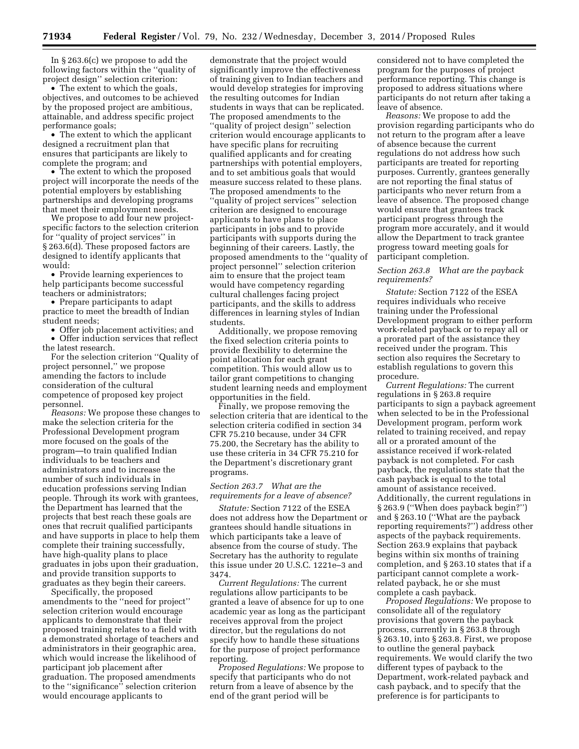In § 263.6(c) we propose to add the following factors within the ''quality of project design'' selection criterion:

- The extent to which the goals, objectives, and outcomes to be achieved by the proposed project are ambitious, attainable, and address specific project performance goals;
- The extent to which the applicant designed a recruitment plan that ensures that participants are likely to complete the program; and
- The extent to which the proposed project will incorporate the needs of the potential employers by establishing partnerships and developing programs that meet their employment needs.

We propose to add four new project-specific factors to the selection criterion for ''quality of project services'' in § 263.6(d). These proposed factors are designed to identify applicants that would:

- Provide learning experiences to help participants become successful teachers or administrators;
- Prepare participants to adapt practice to meet the breadth of Indian student needs;
- Offer job placement activities; and
- Offer induction services that reflect the latest research.

For the selection criterion ''Quality of project personnel,'' we propose amending the factors to include consideration of the cultural competence of proposed key project personnel.

*Reasons:* We propose these changes to make the selection criteria for the Professional Development program more focused on the goals of the program—to train qualified Indian individuals to be teachers and administrators and to increase the number of such individuals in education professions serving Indian people. Through its work with grantees, the Department has learned that the projects that best reach these goals are ones that recruit qualified participants and have supports in place to help them complete their training successfully, have high-quality plans to place graduates in jobs upon their graduation, and provide transition supports to graduates as they begin their careers.

Specifically, the proposed amendments to the ''need for project'' selection criterion would encourage applicants to demonstrate that their proposed training relates to a field with a demonstrated shortage of teachers and administrators in their geographic area, which would increase the likelihood of participant job placement after graduation. The proposed amendments to the ''significance'' selection criterion would encourage applicants to demonstrate that the project would significantly improve the effectiveness of training given to Indian teachers and would develop strategies for improving the resulting outcomes for Indian students in ways that can be replicated. The proposed amendments to the ''quality of project design'' selection criterion would encourage applicants to have specific plans for recruiting qualified applicants and for creating partnerships with potential employers, and to set ambitious goals that would measure success related to these plans. The proposed amendments to the ''quality of project services'' selection criterion are designed to encourage applicants to have plans to place participants in jobs and to provide participants with supports during the beginning of their careers. Lastly, the proposed amendments to the ''quality of project personnel'' selection criterion aim to ensure that the project team would have competency regarding cultural challenges facing project participants, and the skills to address differences in learning styles of Indian students.

Additionally, we propose removing the fixed selection criteria points to provide flexibility to determine the point allocation for each grant competition. This would allow us to tailor grant competitions to changing student learning needs and employment opportunities in the field.

Finally, we propose removing the selection criteria that are identical to the selection criteria codified in section 34 CFR 75.210 because, under 34 CFR 75.200, the Secretary has the ability to use these criteria in 34 CFR 75.210 for the Department's discretionary grant programs.

### *Section 263.7 What are the requirements for a leave of absence?*

*Statute:* Section 7122 of the ESEA does not address how the Department or grantees should handle situations in which participants take a leave of absence from the course of study. The Secretary has the authority to regulate this issue under 20 U.S.C. 1221e–3 and 3474.

*Current Regulations:* The current regulations allow participants to be granted a leave of absence for up to one academic year as long as the participant receives approval from the project director, but the regulations do not specify how to handle these situations for the purpose of project performance reporting.

*Proposed Regulations:* We propose to specify that participants who do not return from a leave of absence by the end of the grant period will be considered not to have completed the program for the purposes of project performance reporting. This change is proposed to address situations where participants do not return after taking a leave of absence.

*Reasons:* We propose to add the provision regarding participants who do not return to the program after a leave of absence because the current regulations do not address how such participants are treated for reporting purposes. Currently, grantees generally are not reporting the final status of participants who never return from a leave of absence. The proposed change would ensure that grantees track participant progress through the program more accurately, and it would allow the Department to track grantee progress toward meeting goals for participant completion.

### *Section 263.8 What are the payback requirements?*

*Statute:* Section 7122 of the ESEA requires individuals who receive training under the Professional Development program to either perform work-related payback or to repay all or a prorated part of the assistance they received under the program. This section also requires the Secretary to establish regulations to govern this procedure.

*Current Regulations:* The current regulations in § 263.8 require participants to sign a payback agreement when selected to be in the Professional Development program, perform work related to training received, and repay all or a prorated amount of the assistance received if work-related payback is not completed. For cash payback, the regulations state that the cash payback is equal to the total amount of assistance received. Additionally, the current regulations in § 263.9 (''When does payback begin?'') and § 263.10 (''What are the payback reporting requirements?'') address other aspects of the payback requirements. Section 263.9 explains that payback begins within six months of training completion, and § 263.10 states that if a participant cannot complete a work-related payback, he or she must complete a cash payback.

*Proposed Regulations:* We propose to consolidate all of the regulatory provisions that govern the payback process, currently in § 263.8 through § 263.10, into § 263.8. First, we propose to outline the general payback requirements. We would clarify the two different types of payback to the Department, work-related payback and cash payback, and to specify that the preference is for participants to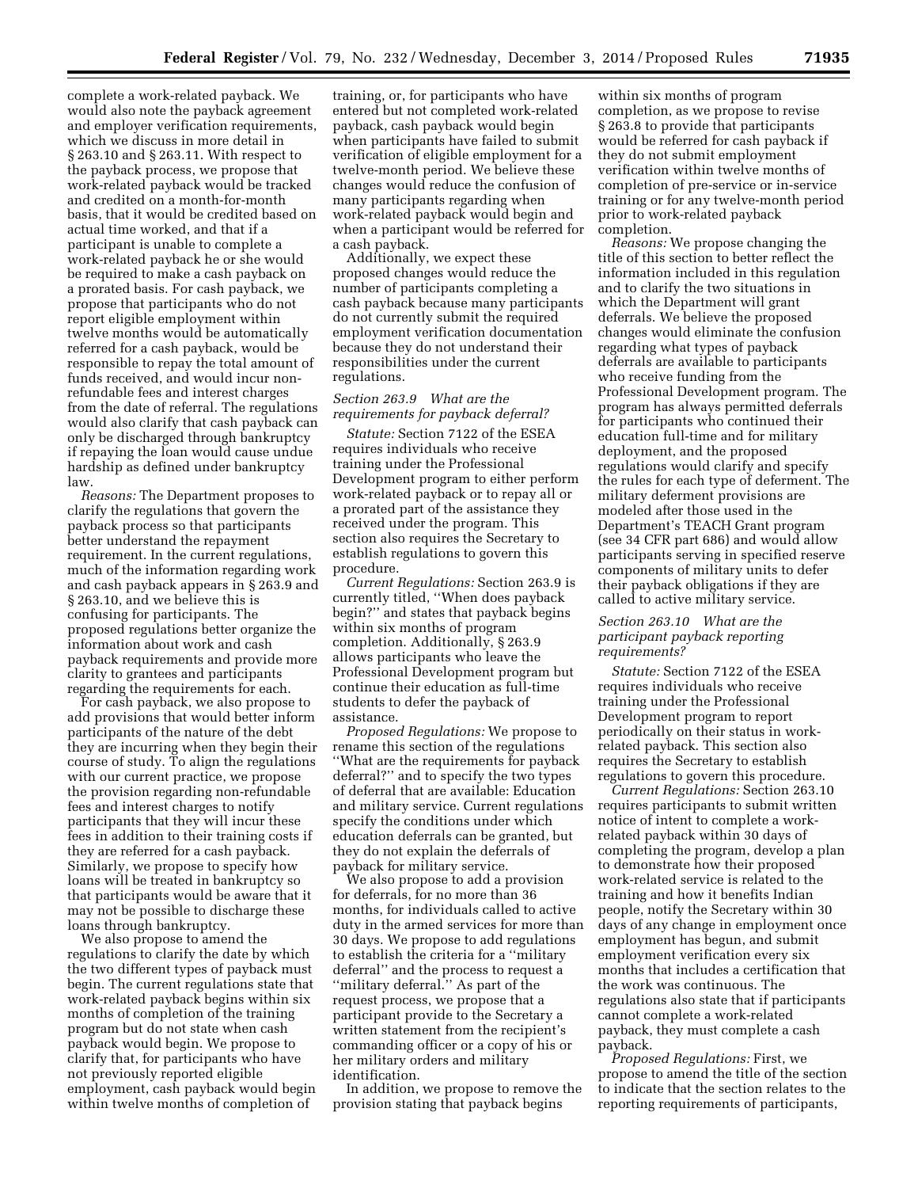complete a work-related payback. We would also note the payback agreement and employer verification requirements, which we discuss in more detail in § 263.10 and § 263.11. With respect to the payback process, we propose that work-related payback would be tracked and credited on a month-for-month basis, that it would be credited based on actual time worked, and that if a participant is unable to complete a work-related payback he or she would be required to make a cash payback on a prorated basis. For cash payback, we propose that participants who do not report eligible employment within twelve months would be automatically referred for a cash payback, would be responsible to repay the total amount of funds received, and would incur non-refundable fees and interest charges from the date of referral. The regulations would also clarify that cash payback can only be discharged through bankruptcy if repaying the loan would cause undue hardship as defined under bankruptcy law.

*Reasons:* The Department proposes to clarify the regulations that govern the payback process so that participants better understand the repayment requirement. In the current regulations, much of the information regarding work and cash payback appears in § 263.9 and § 263.10, and we believe this is confusing for participants. The proposed regulations better organize the information about work and cash payback requirements and provide more clarity to grantees and participants regarding the requirements for each.

For cash payback, we also propose to add provisions that would better inform participants of the nature of the debt they are incurring when they begin their course of study. To align the regulations with our current practice, we propose the provision regarding non-refundable fees and interest charges to notify participants that they will incur these fees in addition to their training costs if they are referred for a cash payback. Similarly, we propose to specify how loans will be treated in bankruptcy so that participants would be aware that it may not be possible to discharge these loans through bankruptcy.

We also propose to amend the regulations to clarify the date by which the two different types of payback must begin. The current regulations state that work-related payback begins within six months of completion of the training program but do not state when cash payback would begin. We propose to clarify that, for participants who have not previously reported eligible employment, cash payback would begin within twelve months of completion of training, or, for participants who have entered but not completed work-related payback, cash payback would begin when participants have failed to submit verification of eligible employment for a twelve-month period. We believe these changes would reduce the confusion of many participants regarding when work-related payback would begin and when a participant would be referred for a cash payback.

Additionally, we expect these proposed changes would reduce the number of participants completing a cash payback because many participants do not currently submit the required employment verification documentation because they do not understand their responsibilities under the current regulations.

### *Section 263.9 What are the requirements for payback deferral?*

*Statute:* Section 7122 of the ESEA requires individuals who receive training under the Professional Development program to either perform work-related payback or to repay all or a prorated part of the assistance they received under the program. This section also requires the Secretary to establish regulations to govern this procedure.

*Current Regulations:* Section 263.9 is currently titled, ''When does payback begin?'' and states that payback begins within six months of program completion. Additionally, § 263.9 allows participants who leave the Professional Development program but continue their education as full-time students to defer the payback of assistance.

*Proposed Regulations:* We propose to rename this section of the regulations ''What are the requirements for payback deferral?'' and to specify the two types of deferral that are available: Education and military service. Current regulations specify the conditions under which education deferrals can be granted, but they do not explain the deferrals of payback for military service.

We also propose to add a provision for deferrals, for no more than 36 months, for individuals called to active duty in the armed services for more than 30 days. We propose to add regulations to establish the criteria for a ''military deferral'' and the process to request a ''military deferral.'' As part of the request process, we propose that a participant provide to the Secretary a written statement from the recipient's commanding officer or a copy of his or her military orders and military identification.

In addition, we propose to remove the provision stating that payback begins within six months of program completion, as we propose to revise § 263.8 to provide that participants would be referred for cash payback if they do not submit employment verification within twelve months of completion of pre-service or in-service training or for any twelve-month period prior to work-related payback completion.

*Reasons:* We propose changing the title of this section to better reflect the information included in this regulation and to clarify the two situations in which the Department will grant deferrals. We believe the proposed changes would eliminate the confusion regarding what types of payback deferrals are available to participants who receive funding from the Professional Development program. The program has always permitted deferrals for participants who continued their education full-time and for military deployment, and the proposed regulations would clarify and specify the rules for each type of deferment. The military deferment provisions are modeled after those used in the Department's TEACH Grant program (see 34 CFR part 686) and would allow participants serving in specified reserve components of military units to defer their payback obligations if they are called to active military service.

### *Section 263.10 What are the participant payback reporting requirements?*

*Statute:* Section 7122 of the ESEA requires individuals who receive training under the Professional Development program to report periodically on their status in work-related payback. This section also requires the Secretary to establish regulations to govern this procedure.

*Current Regulations:* Section 263.10 requires participants to submit written notice of intent to complete a work-related payback within 30 days of completing the program, develop a plan to demonstrate how their proposed work-related service is related to the training and how it benefits Indian people, notify the Secretary within 30 days of any change in employment once employment has begun, and submit employment verification every six months that includes a certification that the work was continuous. The regulations also state that if participants cannot complete a work-related payback, they must complete a cash payback.

*Proposed Regulations:* First, we propose to amend the title of the section to indicate that the section relates to the reporting requirements of participants,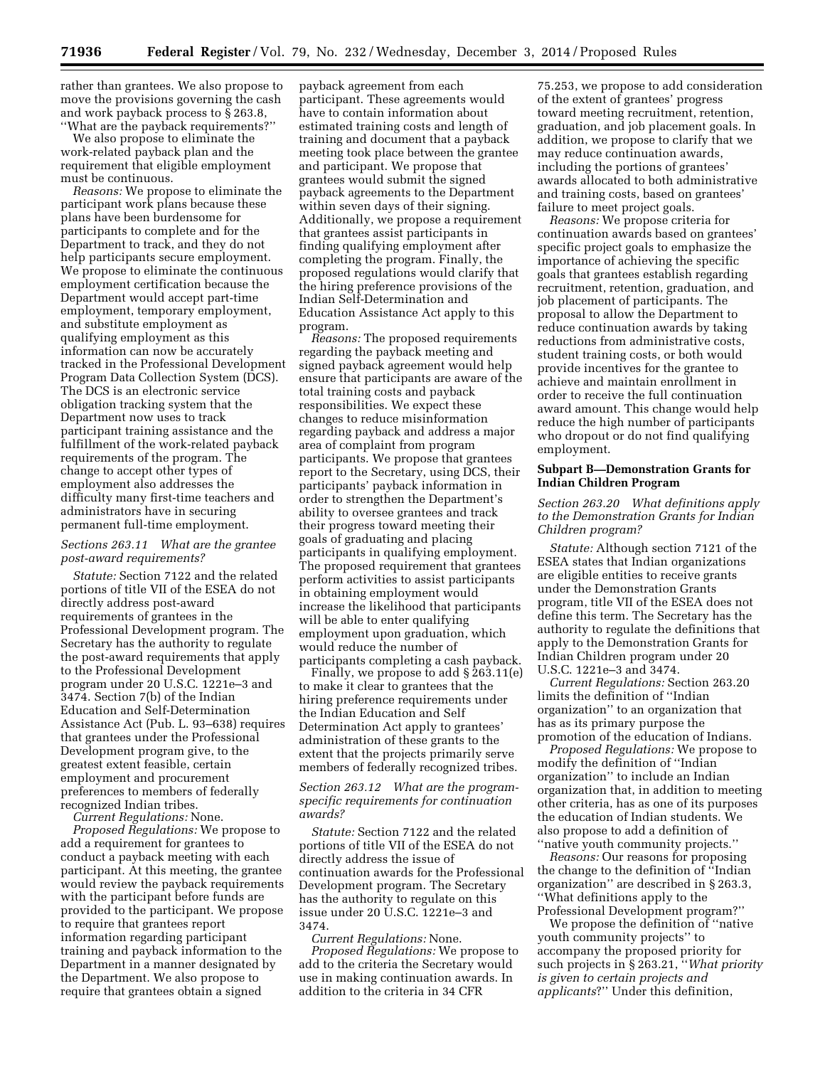rather than grantees. We also propose to move the provisions governing the cash and work payback process to § 263.8, ''What are the payback requirements?''

We also propose to eliminate the work-related payback plan and the requirement that eligible employment must be continuous.

*Reasons:* We propose to eliminate the participant work plans because these plans have been burdensome for participants to complete and for the Department to track, and they do not help participants secure employment. We propose to eliminate the continuous employment certification because the Department would accept part-time employment, temporary employment, and substitute employment as qualifying employment as this information can now be accurately tracked in the Professional Development Program Data Collection System (DCS). The DCS is an electronic service obligation tracking system that the Department now uses to track participant training assistance and the fulfillment of the work-related payback requirements of the program. The change to accept other types of employment also addresses the difficulty many first-time teachers and administrators have in securing permanent full-time employment.

### *Sections 263.11 What are the grantee post-award requirements?*

*Statute:* Section 7122 and the related portions of title VII of the ESEA do not directly address post-award requirements of grantees in the Professional Development program. The Secretary has the authority to regulate the post-award requirements that apply to the Professional Development program under 20 U.S.C. 1221e–3 and 3474. Section 7(b) of the Indian Education and Self-Determination Assistance Act (Pub. L. 93–638) requires that grantees under the Professional Development program give, to the greatest extent feasible, certain employment and procurement preferences to members of federally recognized Indian tribes.

*Current Regulations:* None.

*Proposed Regulations:* We propose to add a requirement for grantees to conduct a payback meeting with each participant. At this meeting, the grantee would review the payback requirements with the participant before funds are provided to the participant. We propose to require that grantees report information regarding participant training and payback information to the Department in a manner designated by the Department. We also propose to require that grantees obtain a signed payback agreement from each participant. These agreements would have to contain information about estimated training costs and length of training and document that a payback meeting took place between the grantee and participant. We propose that grantees would submit the signed payback agreements to the Department within seven days of their signing. Additionally, we propose a requirement that grantees assist participants in finding qualifying employment after completing the program. Finally, the proposed regulations would clarify that the hiring preference provisions of the Indian Self-Determination and Education Assistance Act apply to this program.

*Reasons:* The proposed requirements regarding the payback meeting and signed payback agreement would help ensure that participants are aware of the total training costs and payback responsibilities. We expect these changes to reduce misinformation regarding payback and address a major area of complaint from program participants. We propose that grantees report to the Secretary, using DCS, their participants' payback information in order to strengthen the Department's ability to oversee grantees and track their progress toward meeting their goals of graduating and placing participants in qualifying employment. The proposed requirement that grantees perform activities to assist participants in obtaining employment would increase the likelihood that participants will be able to enter qualifying employment upon graduation, which would reduce the number of participants completing a cash payback.

Finally, we propose to add § 263.11(e) to make it clear to grantees that the hiring preference requirements under the Indian Education and Self Determination Act apply to grantees' administration of these grants to the extent that the projects primarily serve members of federally recognized tribes.

### *Section 263.12 What are the program-specific requirements for continuation awards?*

*Statute:* Section 7122 and the related portions of title VII of the ESEA do not directly address the issue of continuation awards for the Professional Development program. The Secretary has the authority to regulate on this issue under 20 U.S.C. 1221e–3 and 3474.

*Current Regulations:* None.

*Proposed Regulations:* We propose to add to the criteria the Secretary would use in making continuation awards. In addition to the criteria in 34 CFR 75.253, we propose to add consideration of the extent of grantees' progress toward meeting recruitment, retention, graduation, and job placement goals. In addition, we propose to clarify that we may reduce continuation awards, including the portions of grantees' awards allocated to both administrative and training costs, based on grantees' failure to meet project goals.

*Reasons:* We propose criteria for continuation awards based on grantees' specific project goals to emphasize the importance of achieving the specific goals that grantees establish regarding recruitment, retention, graduation, and job placement of participants. The proposal to allow the Department to reduce continuation awards by taking reductions from administrative costs, student training costs, or both would provide incentives for the grantee to achieve and maintain enrollment in order to receive the full continuation award amount. This change would help reduce the high number of participants who dropout or do not find qualifying employment.

## Subpart B—Demonstration Grants for Indian Children Program

### *Section 263.20 What definitions apply to the Demonstration Grants for Indian Children program?*

*Statute:* Although section 7121 of the ESEA states that Indian organizations are eligible entities to receive grants under the Demonstration Grants program, title VII of the ESEA does not define this term. The Secretary has the authority to regulate the definitions that apply to the Demonstration Grants for Indian Children program under 20 U.S.C. 1221e–3 and 3474.

*Current Regulations:* Section 263.20 limits the definition of ''Indian organization'' to an organization that has as its primary purpose the promotion of the education of Indians.

*Proposed Regulations:* We propose to modify the definition of ''Indian organization'' to include an Indian organization that, in addition to meeting other criteria, has as one of its purposes the education of Indian students. We also propose to add a definition of ''native youth community projects.''

*Reasons:* Our reasons for proposing the change to the definition of ''Indian organization'' are described in § 263.3, ''What definitions apply to the Professional Development program?''

We propose the definition of ''native youth community projects'' to accompany the proposed priority for such projects in § 263.21, ''*What priority is given to certain projects and applicants*?'' Under this definition,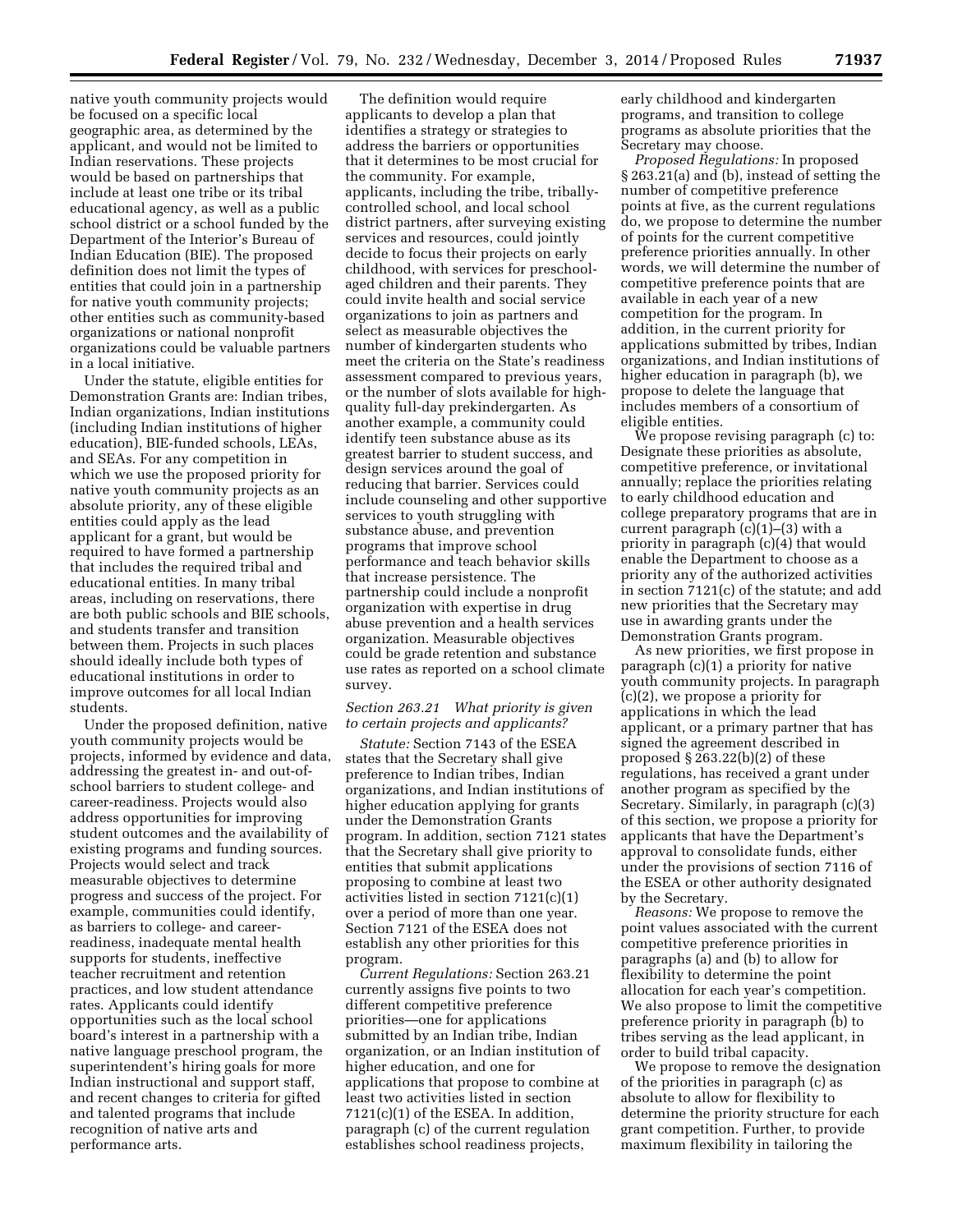native youth community projects would be focused on a specific local geographic area, as determined by the applicant, and would not be limited to Indian reservations. These projects would be based on partnerships that include at least one tribe or its tribal educational agency, as well as a public school district or a school funded by the Department of the Interior's Bureau of Indian Education (BIE). The proposed definition does not limit the types of entities that could join in a partnership for native youth community projects; other entities such as community-based organizations or national nonprofit organizations could be valuable partners in a local initiative.

Under the statute, eligible entities for Demonstration Grants are: Indian tribes, Indian organizations, Indian institutions (including Indian institutions of higher education), BIE-funded schools, LEAs, and SEAs. For any competition in which we use the proposed priority for native youth community projects as an absolute priority, any of these eligible entities could apply as the lead applicant for a grant, but would be required to have formed a partnership that includes the required tribal and educational entities. In many tribal areas, including on reservations, there are both public schools and BIE schools, and students transfer and transition between them. Projects in such places should ideally include both types of educational institutions in order to improve outcomes for all local Indian students.

Under the proposed definition, native youth community projects would be projects, informed by evidence and data, addressing the greatest in- and out-of-school barriers to student college- and career-readiness. Projects would also address opportunities for improving student outcomes and the availability of existing programs and funding sources. Projects would select and track measurable objectives to determine progress and success of the project. For example, communities could identify, as barriers to college- and career-readiness, inadequate mental health supports for students, ineffective teacher recruitment and retention practices, and low student attendance rates. Applicants could identify opportunities such as the local school board's interest in a partnership with a native language preschool program, the superintendent's hiring goals for more Indian instructional and support staff, and recent changes to criteria for gifted and talented programs that include recognition of native arts and performance arts.

The definition would require applicants to develop a plan that identifies a strategy or strategies to address the barriers or opportunities that it determines to be most crucial for the community. For example, applicants, including the tribe, tribally-controlled school, and local school district partners, after surveying existing services and resources, could jointly decide to focus their projects on early childhood, with services for preschool-aged children and their parents. They could invite health and social service organizations to join as partners and select as measurable objectives the number of kindergarten students who meet the criteria on the State's readiness assessment compared to previous years, or the number of slots available for high-quality full-day prekindergarten. As another example, a community could identify teen substance abuse as its greatest barrier to student success, and design services around the goal of reducing that barrier. Services could include counseling and other supportive services to youth struggling with substance abuse, and prevention programs that improve school performance and teach behavior skills that increase persistence. The partnership could include a nonprofit organization with expertise in drug abuse prevention and a health services organization. Measurable objectives could be grade retention and substance use rates as reported on a school climate survey.

*Section 263.21 What priority is given to certain projects and applicants?*

*Statute:* Section 7143 of the ESEA states that the Secretary shall give preference to Indian tribes, Indian organizations, and Indian institutions of higher education applying for grants under the Demonstration Grants program. In addition, section 7121 states that the Secretary shall give priority to entities that submit applications proposing to combine at least two activities listed in section 7121(c)(1) over a period of more than one year. Section 7121 of the ESEA does not establish any other priorities for this program.

*Current Regulations:* Section 263.21 currently assigns five points to two different competitive preference priorities—one for applications submitted by an Indian tribe, Indian organization, or an Indian institution of higher education, and one for applications that propose to combine at least two activities listed in section 7121(c)(1) of the ESEA. In addition, paragraph (c) of the current regulation establishes school readiness projects, early childhood and kindergarten programs, and transition to college programs as absolute priorities that the Secretary may choose.

*Proposed Regulations:* In proposed § 263.21(a) and (b), instead of setting the number of competitive preference points at five, as the current regulations do, we propose to determine the number of points for the current competitive preference priorities annually. In other words, we will determine the number of competitive preference points that are available in each year of a new competition for the program. In addition, in the current priority for applications submitted by tribes, Indian organizations, and Indian institutions of higher education in paragraph (b), we propose to delete the language that includes members of a consortium of eligible entities.

We propose revising paragraph (c) to: Designate these priorities as absolute, competitive preference, or invitational annually; replace the priorities relating to early childhood education and college preparatory programs that are in current paragraph (c)(1)–(3) with a priority in paragraph (c)(4) that would enable the Department to choose as a priority any of the authorized activities in section 7121(c) of the statute; and add new priorities that the Secretary may use in awarding grants under the Demonstration Grants program.

As new priorities, we first propose in paragraph (c)(1) a priority for native youth community projects. In paragraph (c)(2), we propose a priority for applications in which the lead applicant, or a primary partner that has signed the agreement described in proposed § 263.22(b)(2) of these regulations, has received a grant under another program as specified by the Secretary. Similarly, in paragraph (c)(3) of this section, we propose a priority for applicants that have the Department's approval to consolidate funds, either under the provisions of section 7116 of the ESEA or other authority designated by the Secretary.

*Reasons:* We propose to remove the point values associated with the current competitive preference priorities in paragraphs (a) and (b) to allow for flexibility to determine the point allocation for each year's competition. We also propose to limit the competitive preference priority in paragraph (b) to tribes serving as the lead applicant, in order to build tribal capacity.

We propose to remove the designation of the priorities in paragraph (c) as absolute to allow for flexibility to determine the priority structure for each grant competition. Further, to provide maximum flexibility in tailoring the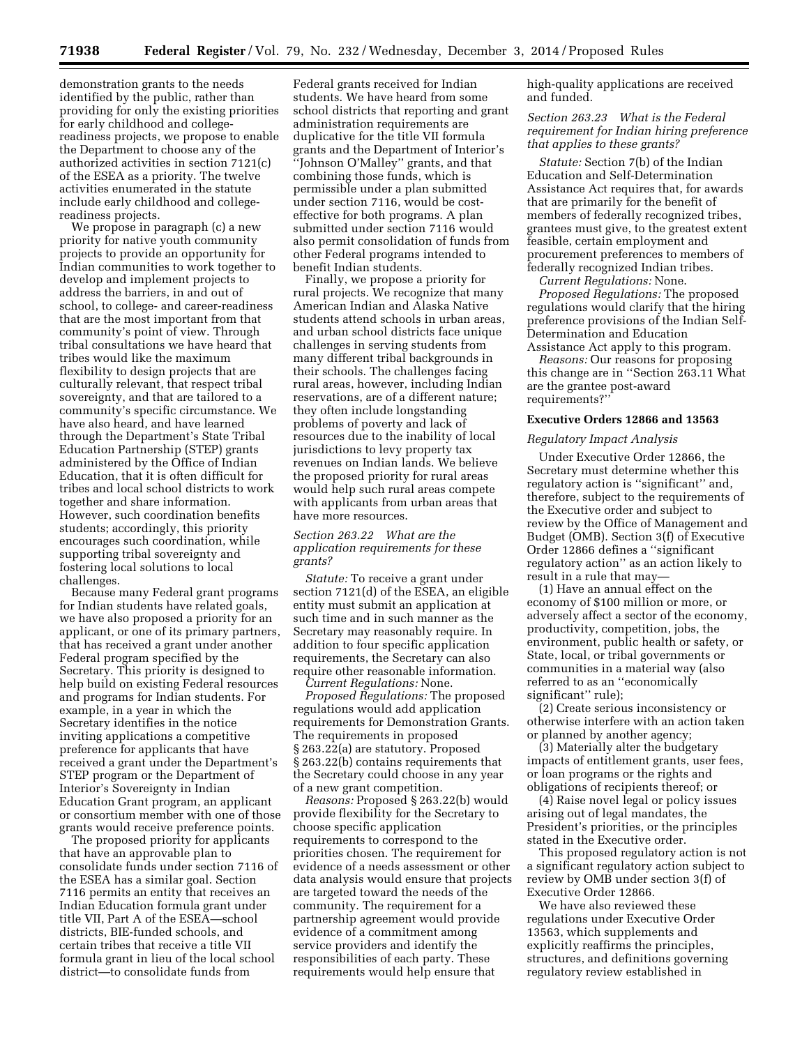demonstration grants to the needs identified by the public, rather than providing for only the existing priorities for early childhood and college-readiness projects, we propose to enable the Department to choose any of the authorized activities in section 7121(c) of the ESEA as a priority. The twelve activities enumerated in the statute include early childhood and college-readiness projects.

We propose in paragraph (c) a new priority for native youth community projects to provide an opportunity for Indian communities to work together to develop and implement projects to address the barriers, in and out of school, to college- and career-readiness that are the most important from that community's point of view. Through tribal consultations we have heard that tribes would like the maximum flexibility to design projects that are culturally relevant, that respect tribal sovereignty, and that are tailored to a community's specific circumstance. We have also heard, and have learned through the Department's State Tribal Education Partnership (STEP) grants administered by the Office of Indian Education, that it is often difficult for tribes and local school districts to work together and share information. However, such coordination benefits students; accordingly, this priority encourages such coordination, while supporting tribal sovereignty and fostering local solutions to local challenges.

Because many Federal grant programs for Indian students have related goals, we have also proposed a priority for an applicant, or one of its primary partners, that has received a grant under another Federal program specified by the Secretary. This priority is designed to help build on existing Federal resources and programs for Indian students. For example, in a year in which the Secretary identifies in the notice inviting applications a competitive preference for applicants that have received a grant under the Department's STEP program or the Department of Interior's Sovereignty in Indian Education Grant program, an applicant or consortium member with one of those grants would receive preference points.

The proposed priority for applicants that have an approvable plan to consolidate funds under section 7116 of the ESEA has a similar goal. Section 7116 permits an entity that receives an Indian Education formula grant under title VII, Part A of the ESEA—school districts, BIE-funded schools, and certain tribes that receive a title VII formula grant in lieu of the local school district—to consolidate funds from Federal grants received for Indian students. We have heard from some school districts that reporting and grant administration requirements are duplicative for the title VII formula grants and the Department of Interior's ''Johnson O'Malley'' grants, and that combining those funds, which is permissible under a plan submitted under section 7116, would be cost-effective for both programs. A plan submitted under section 7116 would also permit consolidation of funds from other Federal programs intended to benefit Indian students.

Finally, we propose a priority for rural projects. We recognize that many American Indian and Alaska Native students attend schools in urban areas, and urban school districts face unique challenges in serving students from many different tribal backgrounds in their schools. The challenges facing rural areas, however, including Indian reservations, are of a different nature; they often include longstanding problems of poverty and lack of resources due to the inability of local jurisdictions to levy property tax revenues on Indian lands. We believe the proposed priority for rural areas would help such rural areas compete with applicants from urban areas that have more resources.

*Section 263.22 What are the application requirements for these grants?*

*Statute:* To receive a grant under section 7121(d) of the ESEA, an eligible entity must submit an application at such time and in such manner as the Secretary may reasonably require. In addition to four specific application requirements, the Secretary can also require other reasonable information.

*Current Regulations:* None.

*Proposed Regulations:* The proposed regulations would add application requirements for Demonstration Grants. The requirements in proposed § 263.22(a) are statutory. Proposed § 263.22(b) contains requirements that the Secretary could choose in any year of a new grant competition.

*Reasons:* Proposed § 263.22(b) would provide flexibility for the Secretary to choose specific application requirements to correspond to the priorities chosen. The requirement for evidence of a needs assessment or other data analysis would ensure that projects are targeted toward the needs of the community. The requirement for a partnership agreement would provide evidence of a commitment among service providers and identify the responsibilities of each party. These requirements would help ensure that high-quality applications are received and funded.

*Section 263.23 What is the Federal requirement for Indian hiring preference that applies to these grants?*

*Statute:* Section 7(b) of the Indian Education and Self-Determination Assistance Act requires that, for awards that are primarily for the benefit of members of federally recognized tribes, grantees must give, to the greatest extent feasible, certain employment and procurement preferences to members of federally recognized Indian tribes.

*Current Regulations:* None.

*Proposed Regulations:* The proposed regulations would clarify that the hiring preference provisions of the Indian Self-Determination and Education Assistance Act apply to this program.

*Reasons:* Our reasons for proposing this change are in ''Section 263.11 What are the grantee post-award requirements?''

## Executive Orders 12866 and 13563

*Regulatory Impact Analysis*

Under Executive Order 12866, the Secretary must determine whether this regulatory action is ''significant'' and, therefore, subject to the requirements of the Executive order and subject to review by the Office of Management and Budget (OMB). Section 3(f) of Executive Order 12866 defines a ''significant regulatory action'' as an action likely to result in a rule that may—

(1) Have an annual effect on the economy of $100 million or more, or adversely affect a sector of the economy, productivity, competition, jobs, the environment, public health or safety, or State, local, or tribal governments or communities in a material way (also referred to as an ''economically significant'' rule);

(2) Create serious inconsistency or otherwise interfere with an action taken or planned by another agency;

(3) Materially alter the budgetary impacts of entitlement grants, user fees, or loan programs or the rights and obligations of recipients thereof; or

(4) Raise novel legal or policy issues arising out of legal mandates, the President's priorities, or the principles stated in the Executive order.

This proposed regulatory action is not a significant regulatory action subject to review by OMB under section 3(f) of Executive Order 12866.

We have also reviewed these regulations under Executive Order 13563, which supplements and explicitly reaffirms the principles, structures, and definitions governing regulatory review established in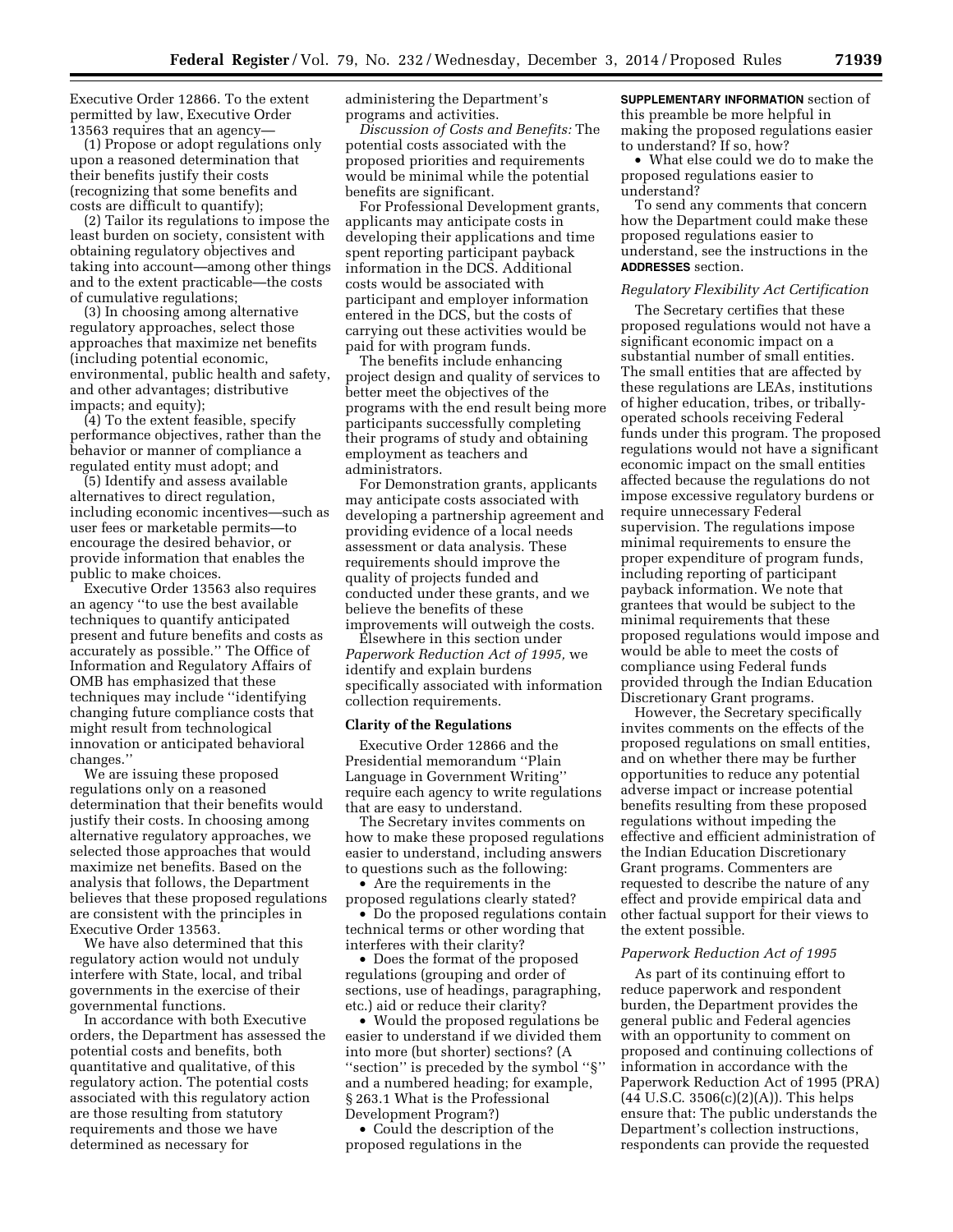Executive Order 12866. To the extent permitted by law, Executive Order 13563 requires that an agency—

(1) Propose or adopt regulations only upon a reasoned determination that their benefits justify their costs (recognizing that some benefits and costs are difficult to quantify);

(2) Tailor its regulations to impose the least burden on society, consistent with obtaining regulatory objectives and taking into account—among other things and to the extent practicable—the costs of cumulative regulations;

(3) In choosing among alternative regulatory approaches, select those approaches that maximize net benefits (including potential economic, environmental, public health and safety, and other advantages; distributive impacts; and equity);

(4) To the extent feasible, specify performance objectives, rather than the behavior or manner of compliance a regulated entity must adopt; and

(5) Identify and assess available alternatives to direct regulation, including economic incentives—such as user fees or marketable permits—to encourage the desired behavior, or provide information that enables the public to make choices.

Executive Order 13563 also requires an agency "to use the best available techniques to quantify anticipated present and future benefits and costs as accurately as possible." The Office of Information and Regulatory Affairs of OMB has emphasized that these techniques may include "identifying changing future compliance costs that might result from technological innovation or anticipated behavioral changes."

We are issuing these proposed regulations only on a reasoned determination that their benefits would justify their costs. In choosing among alternative regulatory approaches, we selected those approaches that would maximize net benefits. Based on the analysis that follows, the Department believes that these proposed regulations are consistent with the principles in Executive Order 13563.

We have also determined that this regulatory action would not unduly interfere with State, local, and tribal governments in the exercise of their governmental functions.

In accordance with both Executive orders, the Department has assessed the potential costs and benefits, both quantitative and qualitative, of this regulatory action. The potential costs associated with this regulatory action are those resulting from statutory requirements and those we have determined as necessary for administering the Department's programs and activities.

*Discussion of Costs and Benefits:* The potential costs associated with the proposed priorities and requirements would be minimal while the potential benefits are significant.

For Professional Development grants, applicants may anticipate costs in developing their applications and time spent reporting participant payback information in the DCS. Additional costs would be associated with participant and employer information entered in the DCS, but the costs of carrying out these activities would be paid for with program funds.

The benefits include enhancing project design and quality of services to better meet the objectives of the programs with the end result being more participants successfully completing their programs of study and obtaining employment as teachers and administrators.

For Demonstration grants, applicants may anticipate costs associated with developing a partnership agreement and providing evidence of a local needs assessment or data analysis. These requirements should improve the quality of projects funded and conducted under these grants, and we believe the benefits of these improvements will outweigh the costs.

Elsewhere in this section under *Paperwork Reduction Act of 1995,* we identify and explain burdens specifically associated with information collection requirements.

## Clarity of the Regulations

Executive Order 12866 and the Presidential memorandum "Plain Language in Government Writing" require each agency to write regulations that are easy to understand.

The Secretary invites comments on how to make these proposed regulations easier to understand, including answers to questions such as the following:

- Are the requirements in the proposed regulations clearly stated?
- Do the proposed regulations contain technical terms or other wording that interferes with their clarity?
- Does the format of the proposed regulations (grouping and order of sections, use of headings, paragraphing, etc.) aid or reduce their clarity?
- Would the proposed regulations be easier to understand if we divided them into more (but shorter) sections? (A "section" is preceded by the symbol "§" and a numbered heading; for example, § 263.1 What is the Professional Development Program?)
- Could the description of the proposed regulations in the **SUPPLEMENTARY INFORMATION** section of this preamble be more helpful in making the proposed regulations easier to understand? If so, how?
- What else could we do to make the proposed regulations easier to understand?

To send any comments that concern how the Department could make these proposed regulations easier to understand, see the instructions in the **ADDRESSES** section.

### *Regulatory Flexibility Act Certification*

The Secretary certifies that these proposed regulations would not have a significant economic impact on a substantial number of small entities. The small entities that are affected by these regulations are LEAs, institutions of higher education, tribes, or tribally-operated schools receiving Federal funds under this program. The proposed regulations would not have a significant economic impact on the small entities affected because the regulations do not impose excessive regulatory burdens or require unnecessary Federal supervision. The regulations impose minimal requirements to ensure the proper expenditure of program funds, including reporting of participant payback information. We note that grantees that would be subject to the minimal requirements that these proposed regulations would impose and would be able to meet the costs of compliance using Federal funds provided through the Indian Education Discretionary Grant programs.

However, the Secretary specifically invites comments on the effects of the proposed regulations on small entities, and on whether there may be further opportunities to reduce any potential adverse impact or increase potential benefits resulting from these proposed regulations without impeding the effective and efficient administration of the Indian Education Discretionary Grant programs. Commenters are requested to describe the nature of any effect and provide empirical data and other factual support for their views to the extent possible.

### *Paperwork Reduction Act of 1995*

As part of its continuing effort to reduce paperwork and respondent burden, the Department provides the general public and Federal agencies with an opportunity to comment on proposed and continuing collections of information in accordance with the Paperwork Reduction Act of 1995 (PRA) (44 U.S.C. 3506(c)(2)(A)). This helps ensure that: The public understands the Department's collection instructions, respondents can provide the requested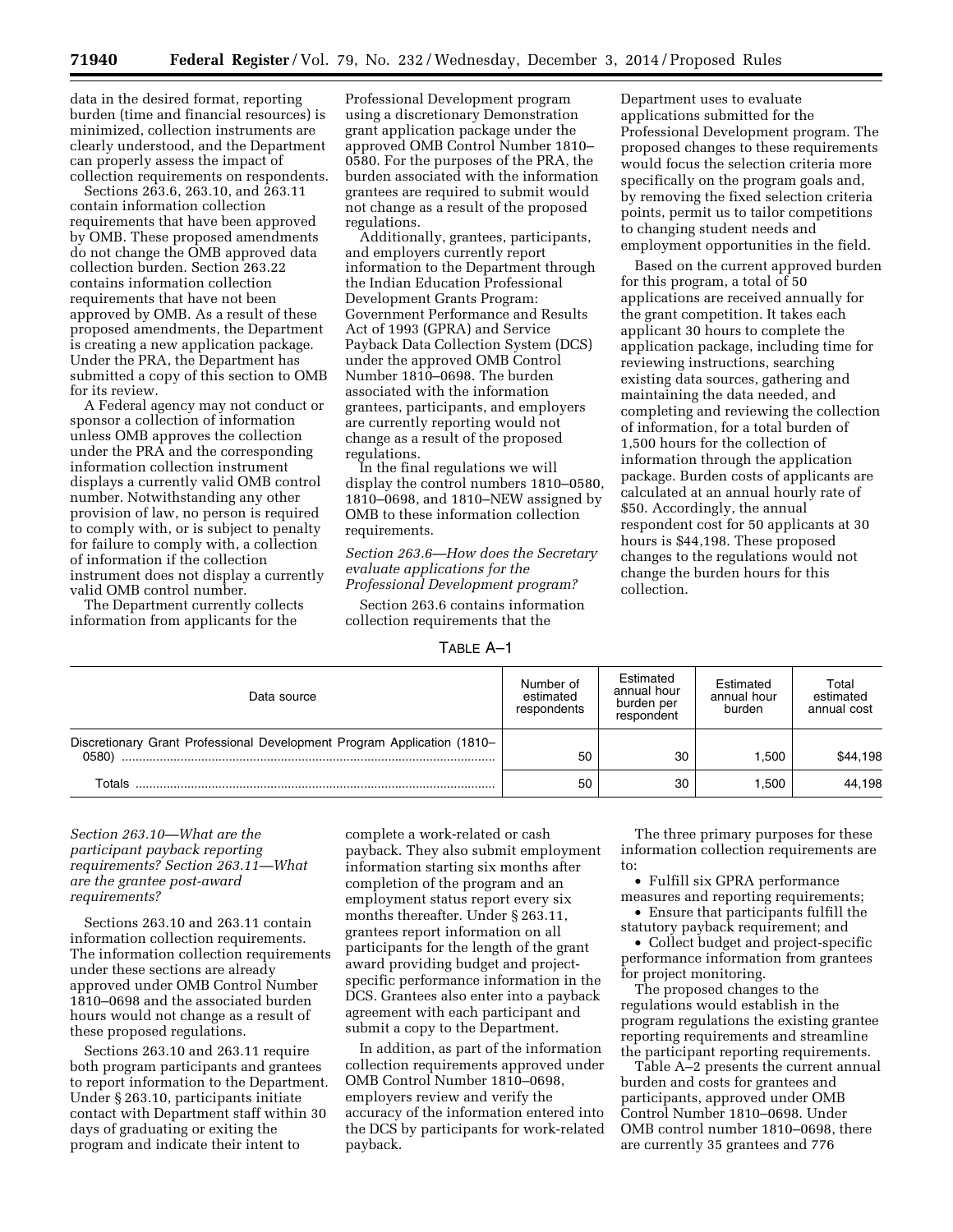data in the desired format, reporting burden (time and financial resources) is minimized, collection instruments are clearly understood, and the Department can properly assess the impact of collection requirements on respondents.

Sections 263.6, 263.10, and 263.11 contain information collection requirements that have been approved by OMB. These proposed amendments do not change the OMB approved data collection burden. Section 263.22 contains information collection requirements that have not been approved by OMB. As a result of these proposed amendments, the Department is creating a new application package. Under the PRA, the Department has submitted a copy of this section to OMB for its review.

A Federal agency may not conduct or sponsor a collection of information unless OMB approves the collection under the PRA and the corresponding information collection instrument displays a currently valid OMB control number. Notwithstanding any other provision of law, no person is required to comply with, or is subject to penalty for failure to comply with, a collection of information if the collection instrument does not display a currently valid OMB control number.

The Department currently collects information from applicants for the Professional Development program using a discretionary Demonstration grant application package under the approved OMB Control Number 1810–0580. For the purposes of the PRA, the burden associated with the information grantees are required to submit would not change as a result of the proposed regulations.

Additionally, grantees, participants, and employers currently report information to the Department through the Indian Education Professional Development Grants Program: Government Performance and Results Act of 1993 (GPRA) and Service Payback Data Collection System (DCS) under the approved OMB Control Number 1810–0698. The burden associated with the information grantees, participants, and employers are currently reporting would not change as a result of the proposed regulations.

In the final regulations we will display the control numbers 1810–0580, 1810–0698, and 1810–NEW assigned by OMB to these information collection requirements.

*Section 263.6—How does the Secretary evaluate applications for the Professional Development program?*

Section 263.6 contains information collection requirements that the Department uses to evaluate applications submitted for the Professional Development program. The proposed changes to these requirements would focus the selection criteria more specifically on the program goals and, by removing the fixed selection criteria points, permit us to tailor competitions to changing student needs and employment opportunities in the field.

Based on the current approved burden for this program, a total of 50 applications are received annually for the grant competition. It takes each applicant 30 hours to complete the application package, including time for reviewing instructions, searching existing data sources, gathering and maintaining the data needed, and completing and reviewing the collection of information, for a total burden of 1,500 hours for the collection of information through the application package. Burden costs of applicants are calculated at an annual hourly rate of $50. Accordingly, the annual respondent cost for 50 applicants at 30 hours is $44,198. These proposed changes to the regulations would not change the burden hours for this collection.

TABLE A–1

| Data source | Number of estimated respondents | Estimated annual hour burden per respondent | Estimated annual hour burden | Total estimated annual cost |
|---|---|---|---|---|
| Discretionary Grant Professional Development Program Application (1810–0580) | 50 | 30 | 1,500 | $44,198 |
| Totals | 50 | 30 | 1,500 | 44,198 |

*Section 263.10—What are the participant payback reporting requirements? Section 263.11—What are the grantee post-award requirements?*

Sections 263.10 and 263.11 contain information collection requirements. The information collection requirements under these sections are already approved under OMB Control Number 1810–0698 and the associated burden hours would not change as a result of these proposed regulations.

Sections 263.10 and 263.11 require both program participants and grantees to report information to the Department. Under § 263.10, participants initiate contact with Department staff within 30 days of graduating or exiting the program and indicate their intent to complete a work-related or cash payback. They also submit employment information starting six months after completion of the program and an employment status report every six months thereafter. Under § 263.11, grantees report information on all participants for the length of the grant award providing budget and project-specific performance information in the DCS. Grantees also enter into a payback agreement with each participant and submit a copy to the Department.

In addition, as part of the information collection requirements approved under OMB Control Number 1810–0698, employers review and verify the accuracy of the information entered into the DCS by participants for work-related payback.

The three primary purposes for these information collection requirements are to:

- Fulfill six GPRA performance measures and reporting requirements;
- Ensure that participants fulfill the statutory payback requirement; and
- Collect budget and project-specific performance information from grantees for project monitoring.

The proposed changes to the regulations would establish in the program regulations the existing grantee reporting requirements and streamline the participant reporting requirements.

Table A–2 presents the current annual burden and costs for grantees and participants, approved under OMB Control Number 1810–0698. Under OMB control number 1810–0698, there are currently 35 grantees and 776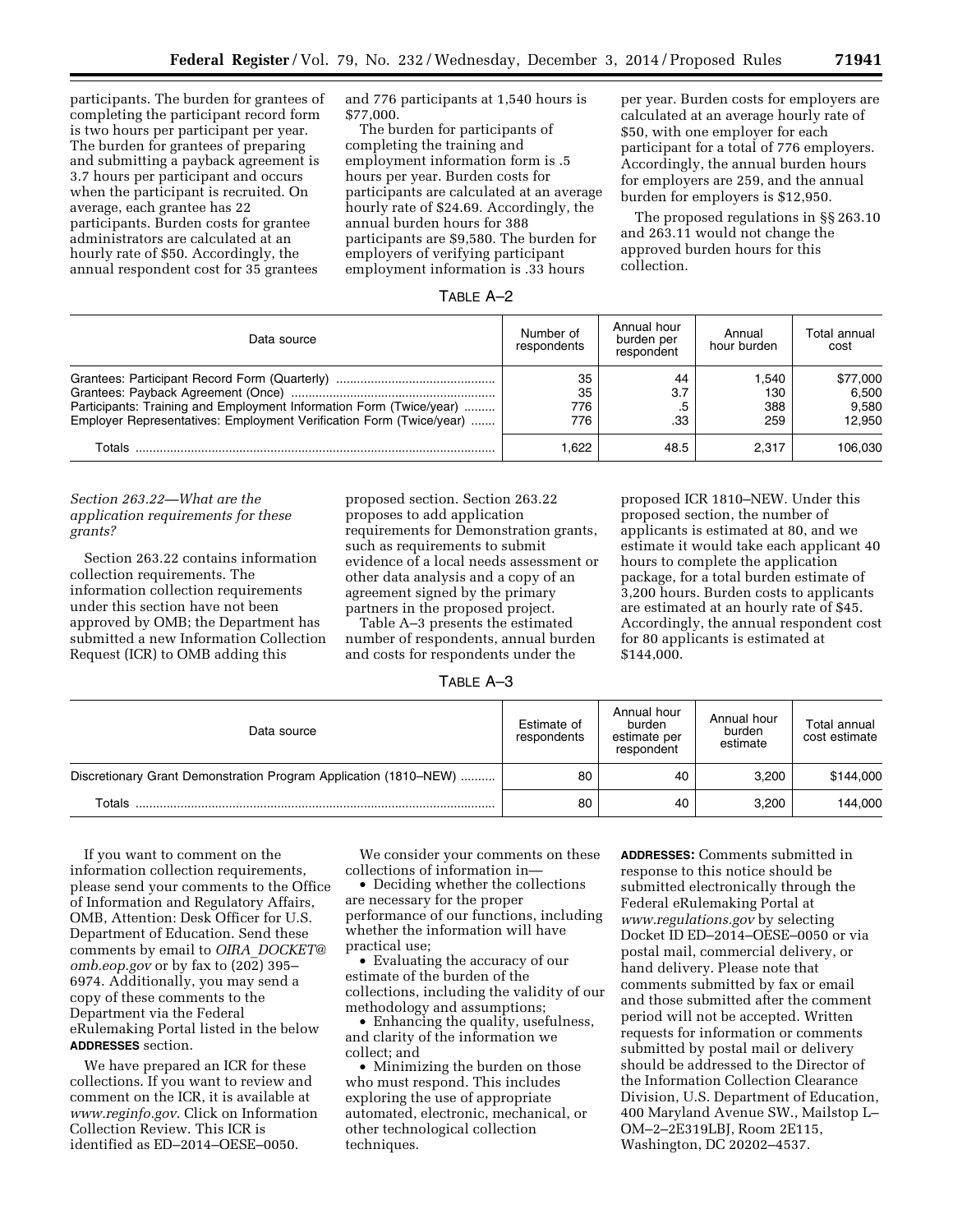participants. The burden for grantees of completing the participant record form is two hours per participant per year. The burden for grantees of preparing and submitting a payback agreement is 3.7 hours per participant and occurs when the participant is recruited. On average, each grantee has 22 participants. Burden costs for grantee administrators are calculated at an hourly rate of $50. Accordingly, the annual respondent cost for 35 grantees and 776 participants at 1,540 hours is $77,000.

The burden for participants of completing the training and employment information form is .5 hours per year. Burden costs for participants are calculated at an average hourly rate of $24.69. Accordingly, the annual burden hours for 388 participants are $9,580. The burden for employers of verifying participant employment information is .33 hours per year. Burden costs for employers are calculated at an average hourly rate of $50, with one employer for each participant for a total of 776 employers. Accordingly, the annual burden hours for employers are 259, and the annual burden for employers is $12,950.

The proposed regulations in §§ 263.10 and 263.11 would not change the approved burden hours for this collection.

TABLE A–2

| Data source | Number of respondents | Annual hour burden per respondent | Annual hour burden | Total annual cost |
|---|---|---|---|---|
| Grantees: Participant Record Form (Quarterly) | 35 | 44 | 1,540 | $77,000 |
| Grantees: Payback Agreement (Once) | 35 | 3.7 | 130 | 6,500 |
| Participants: Training and Employment Information Form (Twice/year) | 776 | .5 | 388 | 9,580 |
| Employer Representatives: Employment Verification Form (Twice/year) | 776 | .33 | 259 | 12,950 |
| Totals | 1,622 | 48.5 | 2,317 | 106,030 |

*Section 263.22—What are the application requirements for these grants?*

Section 263.22 contains information collection requirements. The information collection requirements under this section have not been approved by OMB; the Department has submitted a new Information Collection Request (ICR) to OMB adding this proposed section. Section 263.22 proposes to add application requirements for Demonstration grants, such as requirements to submit evidence of a local needs assessment or other data analysis and a copy of an agreement signed by the primary partners in the proposed project.

Table A–3 presents the estimated number of respondents, annual burden and costs for respondents under the proposed ICR 1810–NEW. Under this proposed section, the number of applicants is estimated at 80, and we estimate it would take each applicant 40 hours to complete the application package, for a total burden estimate of 3,200 hours. Burden costs to applicants are estimated at an hourly rate of $45. Accordingly, the annual respondent cost for 80 applicants is estimated at $144,000.

TABLE A–3

| Data source | Estimate of respondents | Annual hour burden estimate per respondent | Annual hour burden estimate | Total annual cost estimate |
|---|---|---|---|---|
| Discretionary Grant Demonstration Program Application (1810–NEW) | 80 | 40 | 3,200 | $144,000 |
| Totals | 80 | 40 | 3,200 | 144,000 |

If you want to comment on the information collection requirements, please send your comments to the Office of Information and Regulatory Affairs, OMB, Attention: Desk Officer for U.S. Department of Education. Send these comments by email to *OIRA_DOCKET@omb.eop.gov* or by fax to (202) 395–6974. Additionally, you may send a copy of these comments to the Department via the Federal eRulemaking Portal listed in the below **ADDRESSES** section.

We have prepared an ICR for these collections. If you want to review and comment on the ICR, it is available at *www.reginfo.gov*. Click on Information Collection Review. This ICR is identified as ED–2014–OESE–0050.

We consider your comments on these collections of information in—

- Deciding whether the collections are necessary for the proper performance of our functions, including whether the information will have practical use;
- Evaluating the accuracy of our estimate of the burden of the collections, including the validity of our methodology and assumptions;
- Enhancing the quality, usefulness, and clarity of the information we collect; and
- Minimizing the burden on those who must respond. This includes exploring the use of appropriate automated, electronic, mechanical, or other technological collection techniques.

**ADDRESSES:** Comments submitted in response to this notice should be submitted electronically through the Federal eRulemaking Portal at *www.regulations.gov* by selecting Docket ID ED–2014–OESE–0050 or via postal mail, commercial delivery, or hand delivery. Please note that comments submitted by fax or email and those submitted after the comment period will not be accepted. Written requests for information or comments submitted by postal mail or delivery should be addressed to the Director of the Information Collection Clearance Division, U.S. Department of Education, 400 Maryland Avenue SW., Mailstop L–OM–2–2E319LBJ, Room 2E115, Washington, DC 20202–4537.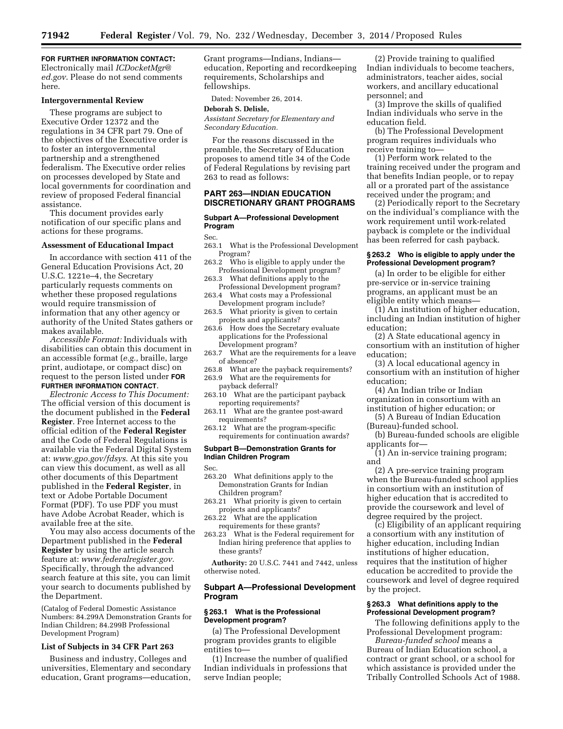**FOR FURTHER INFORMATION CONTACT:** Electronically mail *ICDocketMgr@ed.gov*. Please do not send comments here.

**Intergovernmental Review**

These programs are subject to Executive Order 12372 and the regulations in 34 CFR part 79. One of the objectives of the Executive order is to foster an intergovernmental partnership and a strengthened federalism. The Executive order relies on processes developed by State and local governments for coordination and review of proposed Federal financial assistance.

This document provides early notification of our specific plans and actions for these programs.

**Assessment of Educational Impact**

In accordance with section 411 of the General Education Provisions Act, 20 U.S.C. 1221e–4, the Secretary particularly requests comments on whether these proposed regulations would require transmission of information that any other agency or authority of the United States gathers or makes available.

*Accessible Format:* Individuals with disabilities can obtain this document in an accessible format (*e.g.,* braille, large print, audiotape, or compact disc) on request to the person listed under **FOR FURTHER INFORMATION CONTACT.**

*Electronic Access to This Document:* The official version of this document is the document published in the **Federal Register**. Free Internet access to the official edition of the **Federal Register** and the Code of Federal Regulations is available via the Federal Digital System at: *www.gpo.gov/fdsys*. At this site you can view this document, as well as all other documents of this Department published in the **Federal Register**, in text or Adobe Portable Document Format (PDF). To use PDF you must have Adobe Acrobat Reader, which is available free at the site.

You may also access documents of the Department published in the **Federal Register** by using the article search feature at: *www.federalregister.gov*. Specifically, through the advanced search feature at this site, you can limit your search to documents published by the Department.

(Catalog of Federal Domestic Assistance Numbers: 84.299A Demonstration Grants for Indian Children; 84.299B Professional Development Program)

**List of Subjects in 34 CFR Part 263**

Business and industry, Colleges and universities, Elementary and secondary education, Grant programs—education, Grant programs—Indians, Indians—education, Reporting and recordkeeping requirements, Scholarships and fellowships.

Dated: November 26, 2014.

**Deborah S. Delisle,**

*Assistant Secretary for Elementary and Secondary Education.*

For the reasons discussed in the preamble, the Secretary of Education proposes to amend title 34 of the Code of Federal Regulations by revising part 263 to read as follows:

## PART 263—INDIAN EDUCATION DISCRETIONARY GRANT PROGRAMS

### Subpart A—Professional Development Program

Sec.
263.1 What is the Professional Development Program?
263.2 Who is eligible to apply under the Professional Development program?
263.3 What definitions apply to the Professional Development program?
263.4 What costs may a Professional Development program include?
263.5 What priority is given to certain projects and applicants?
263.6 How does the Secretary evaluate applications for the Professional Development program?
263.7 What are the requirements for a leave of absence?
263.8 What are the payback requirements?
263.9 What are the requirements for payback deferral?
263.10 What are the participant payback reporting requirements?
263.11 What are the grantee post-award requirements?
263.12 What are the program-specific requirements for continuation awards?

### Subpart B—Demonstration Grants for Indian Children Program

Sec.
263.20 What definitions apply to the Demonstration Grants for Indian Children program?
263.21 What priority is given to certain projects and applicants?
263.22 What are the application requirements for these grants?
263.23 What is the Federal requirement for Indian hiring preference that applies to these grants?

**Authority:** 20 U.S.C. 7441 and 7442, unless otherwise noted.

### Subpart A—Professional Development Program

#### § 263.1 What is the Professional Development program?

(a) The Professional Development program provides grants to eligible entities to—

(1) Increase the number of qualified Indian individuals in professions that serve Indian people;

(2) Provide training to qualified Indian individuals to become teachers, administrators, teacher aides, social workers, and ancillary educational personnel; and

(3) Improve the skills of qualified Indian individuals who serve in the education field.

(b) The Professional Development program requires individuals who receive training to—

(1) Perform work related to the training received under the program and that benefits Indian people, or to repay all or a prorated part of the assistance received under the program; and

(2) Periodically report to the Secretary on the individual's compliance with the work requirement until work-related payback is complete or the individual has been referred for cash payback.

#### § 263.2 Who is eligible to apply under the Professional Development program?

(a) In order to be eligible for either pre-service or in-service training programs, an applicant must be an eligible entity which means—

(1) An institution of higher education, including an Indian institution of higher education;

(2) A State educational agency in consortium with an institution of higher education;

(3) A local educational agency in consortium with an institution of higher education;

(4) An Indian tribe or Indian organization in consortium with an institution of higher education; or

(5) A Bureau of Indian Education (Bureau)-funded school.

(b) Bureau-funded schools are eligible applicants for—

(1) An in-service training program; and

(2) A pre-service training program when the Bureau-funded school applies in consortium with an institution of higher education that is accredited to provide the coursework and level of degree required by the project.

(c) Eligibility of an applicant requiring a consortium with any institution of higher education, including Indian institutions of higher education, requires that the institution of higher education be accredited to provide the coursework and level of degree required by the project.

#### § 263.3 What definitions apply to the Professional Development program?

The following definitions apply to the Professional Development program:

*Bureau-funded school* means a Bureau of Indian Education school, a contract or grant school, or a school for which assistance is provided under the Tribally Controlled Schools Act of 1988.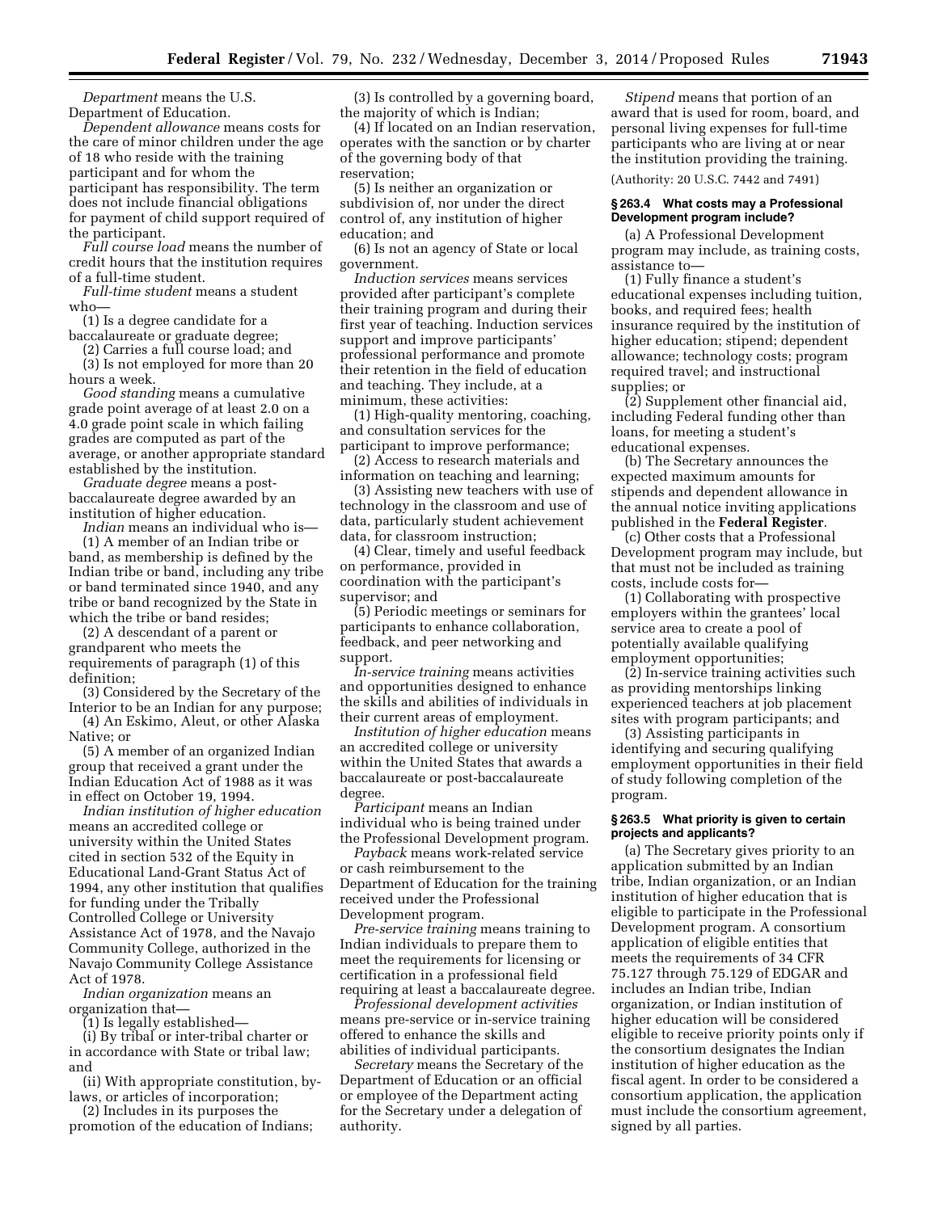*Department* means the U.S. Department of Education.

*Dependent allowance* means costs for the care of minor children under the age of 18 who reside with the training participant and for whom the participant has responsibility. The term does not include financial obligations for payment of child support required of the participant.

*Full course load* means the number of credit hours that the institution requires of a full-time student.

*Full-time student* means a student who—

(1) Is a degree candidate for a baccalaureate or graduate degree;

(2) Carries a full course load; and

(3) Is not employed for more than 20 hours a week.

*Good standing* means a cumulative grade point average of at least 2.0 on a 4.0 grade point scale in which failing grades are computed as part of the average, or another appropriate standard established by the institution.

*Graduate degree* means a post-baccalaureate degree awarded by an institution of higher education.

*Indian* means an individual who is—

(1) A member of an Indian tribe or band, as membership is defined by the Indian tribe or band, including any tribe or band terminated since 1940, and any tribe or band recognized by the State in which the tribe or band resides;

(2) A descendant of a parent or grandparent who meets the requirements of paragraph (1) of this definition;

(3) Considered by the Secretary of the Interior to be an Indian for any purpose;

(4) An Eskimo, Aleut, or other Alaska Native; or

(5) A member of an organized Indian group that received a grant under the Indian Education Act of 1988 as it was in effect on October 19, 1994.

*Indian institution of higher education* means an accredited college or university within the United States cited in section 532 of the Equity in Educational Land-Grant Status Act of 1994, any other institution that qualifies for funding under the Tribally Controlled College or University Assistance Act of 1978, and the Navajo Community College, authorized in the Navajo Community College Assistance Act of 1978.

*Indian organization* means an organization that—

(1) Is legally established—

(i) By tribal or inter-tribal charter or in accordance with State or tribal law; and

(ii) With appropriate constitution, by-laws, or articles of incorporation;

(2) Includes in its purposes the promotion of the education of Indians;

(3) Is controlled by a governing board, the majority of which is Indian;

(4) If located on an Indian reservation, operates with the sanction or by charter of the governing body of that reservation;

(5) Is neither an organization or subdivision of, nor under the direct control of, any institution of higher education; and

(6) Is not an agency of State or local government.

*Induction services* means services provided after participant's complete their training program and during their first year of teaching. Induction services support and improve participants' professional performance and promote their retention in the field of education and teaching. They include, at a minimum, these activities:

(1) High-quality mentoring, coaching, and consultation services for the participant to improve performance;

(2) Access to research materials and information on teaching and learning;

(3) Assisting new teachers with use of technology in the classroom and use of data, particularly student achievement data, for classroom instruction;

(4) Clear, timely and useful feedback on performance, provided in coordination with the participant's supervisor; and

(5) Periodic meetings or seminars for participants to enhance collaboration, feedback, and peer networking and support.

*In-service training* means activities and opportunities designed to enhance the skills and abilities of individuals in their current areas of employment.

*Institution of higher education* means an accredited college or university within the United States that awards a baccalaureate or post-baccalaureate degree.

*Participant* means an Indian individual who is being trained under the Professional Development program.

*Payback* means work-related service or cash reimbursement to the Department of Education for the training received under the Professional Development program.

*Pre-service training* means training to Indian individuals to prepare them to meet the requirements for licensing or certification in a professional field requiring at least a baccalaureate degree.

*Professional development activities* means pre-service or in-service training offered to enhance the skills and abilities of individual participants.

*Secretary* means the Secretary of the Department of Education or an official or employee of the Department acting for the Secretary under a delegation of authority.

*Stipend* means that portion of an award that is used for room, board, and personal living expenses for full-time participants who are living at or near the institution providing the training.

(Authority: 20 U.S.C. 7442 and 7491)

### § 263.4 What costs may a Professional Development program include?

(a) A Professional Development program may include, as training costs, assistance to—

(1) Fully finance a student's educational expenses including tuition, books, and required fees; health insurance required by the institution of higher education; stipend; dependent allowance; technology costs; program required travel; and instructional supplies; or

(2) Supplement other financial aid, including Federal funding other than loans, for meeting a student's educational expenses.

(b) The Secretary announces the expected maximum amounts for stipends and dependent allowance in the annual notice inviting applications published in the **Federal Register**.

(c) Other costs that a Professional Development program may include, but that must not be included as training costs, include costs for—

(1) Collaborating with prospective employers within the grantees' local service area to create a pool of potentially available qualifying employment opportunities;

(2) In-service training activities such as providing mentorships linking experienced teachers at job placement sites with program participants; and

(3) Assisting participants in identifying and securing qualifying employment opportunities in their field of study following completion of the program.

### § 263.5 What priority is given to certain projects and applicants?

(a) The Secretary gives priority to an application submitted by an Indian tribe, Indian organization, or an Indian institution of higher education that is eligible to participate in the Professional Development program. A consortium application of eligible entities that meets the requirements of 34 CFR 75.127 through 75.129 of EDGAR and includes an Indian tribe, Indian organization, or Indian institution of higher education will be considered eligible to receive priority points only if the consortium designates the Indian institution of higher education as the fiscal agent. In order to be considered a consortium application, the application must include the consortium agreement, signed by all parties.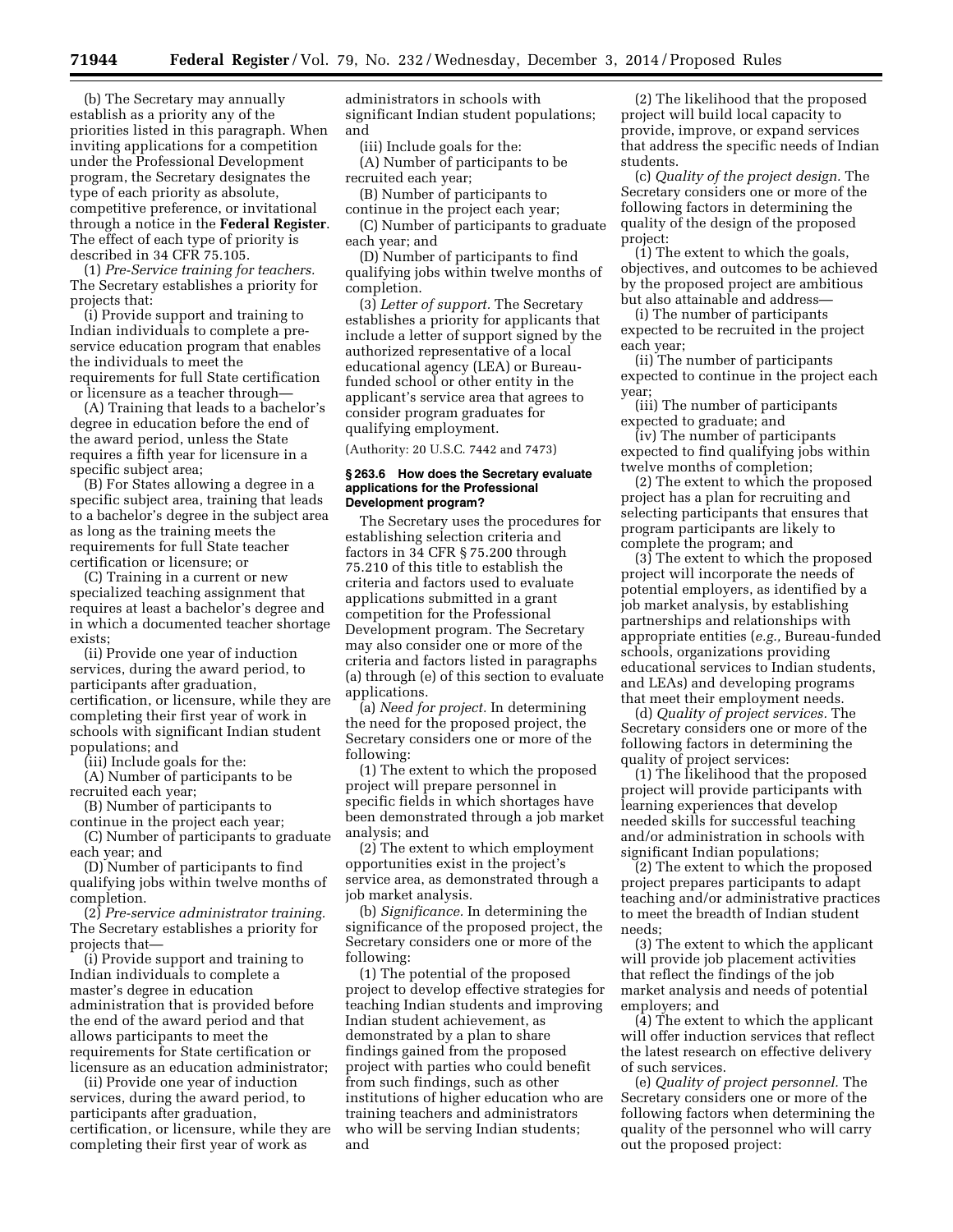(b) The Secretary may annually establish as a priority any of the priorities listed in this paragraph. When inviting applications for a competition under the Professional Development program, the Secretary designates the type of each priority as absolute, competitive preference, or invitational through a notice in the **Federal Register**. The effect of each type of priority is described in 34 CFR 75.105.

(1) *Pre-Service training for teachers.* The Secretary establishes a priority for projects that:

(i) Provide support and training to Indian individuals to complete a pre-service education program that enables the individuals to meet the requirements for full State certification or licensure as a teacher through—

(A) Training that leads to a bachelor's degree in education before the end of the award period, unless the State requires a fifth year for licensure in a specific subject area;

(B) For States allowing a degree in a specific subject area, training that leads to a bachelor's degree in the subject area as long as the training meets the requirements for full State teacher certification or licensure; or

(C) Training in a current or new specialized teaching assignment that requires at least a bachelor's degree and in which a documented teacher shortage exists;

(ii) Provide one year of induction services, during the award period, to participants after graduation, certification, or licensure, while they are completing their first year of work in schools with significant Indian student populations; and

(iii) Include goals for the:

(A) Number of participants to be recruited each year;

(B) Number of participants to continue in the project each year;

(C) Number of participants to graduate each year; and

(D) Number of participants to find qualifying jobs within twelve months of completion.

(2) *Pre-service administrator training.* The Secretary establishes a priority for projects that—

(i) Provide support and training to Indian individuals to complete a master's degree in education administration that is provided before the end of the award period and that allows participants to meet the requirements for State certification or licensure as an education administrator;

(ii) Provide one year of induction services, during the award period, to participants after graduation, certification, or licensure, while they are completing their first year of work as administrators in schools with significant Indian student populations; and

(iii) Include goals for the:

(A) Number of participants to be recruited each year;

(B) Number of participants to continue in the project each year;

(C) Number of participants to graduate each year; and

(D) Number of participants to find qualifying jobs within twelve months of completion.

(3) *Letter of support.* The Secretary establishes a priority for applicants that include a letter of support signed by the authorized representative of a local educational agency (LEA) or Bureau-funded school or other entity in the applicant's service area that agrees to consider program graduates for qualifying employment.

(Authority: 20 U.S.C. 7442 and 7473)

### § 263.6 How does the Secretary evaluate applications for the Professional Development program?

The Secretary uses the procedures for establishing selection criteria and factors in 34 CFR § 75.200 through 75.210 of this title to establish the criteria and factors used to evaluate applications submitted in a grant competition for the Professional Development program. The Secretary may also consider one or more of the criteria and factors listed in paragraphs (a) through (e) of this section to evaluate applications.

(a) *Need for project.* In determining the need for the proposed project, the Secretary considers one or more of the following:

(1) The extent to which the proposed project will prepare personnel in specific fields in which shortages have been demonstrated through a job market analysis; and

(2) The extent to which employment opportunities exist in the project's service area, as demonstrated through a job market analysis.

(b) *Significance.* In determining the significance of the proposed project, the Secretary considers one or more of the following:

(1) The potential of the proposed project to develop effective strategies for teaching Indian students and improving Indian student achievement, as demonstrated by a plan to share findings gained from the proposed project with parties who could benefit from such findings, such as other institutions of higher education who are training teachers and administrators who will be serving Indian students; and

(2) The likelihood that the proposed project will build local capacity to provide, improve, or expand services that address the specific needs of Indian students.

(c) *Quality of the project design.* The Secretary considers one or more of the following factors in determining the quality of the design of the proposed project:

(1) The extent to which the goals, objectives, and outcomes to be achieved by the proposed project are ambitious but also attainable and address—

(i) The number of participants expected to be recruited in the project each year;

(ii) The number of participants expected to continue in the project each year;

(iii) The number of participants expected to graduate; and

(iv) The number of participants expected to find qualifying jobs within twelve months of completion;

(2) The extent to which the proposed project has a plan for recruiting and selecting participants that ensures that program participants are likely to complete the program; and

(3) The extent to which the proposed project will incorporate the needs of potential employers, as identified by a job market analysis, by establishing partnerships and relationships with appropriate entities (*e.g.,* Bureau-funded schools, organizations providing educational services to Indian students, and LEAs) and developing programs that meet their employment needs.

(d) *Quality of project services.* The Secretary considers one or more of the following factors in determining the quality of project services:

(1) The likelihood that the proposed project will provide participants with learning experiences that develop needed skills for successful teaching and/or administration in schools with significant Indian populations;

(2) The extent to which the proposed project prepares participants to adapt teaching and/or administrative practices to meet the breadth of Indian student needs;

(3) The extent to which the applicant will provide job placement activities that reflect the findings of the job market analysis and needs of potential employers; and

(4) The extent to which the applicant will offer induction services that reflect the latest research on effective delivery of such services.

(e) *Quality of project personnel.* The Secretary considers one or more of the following factors when determining the quality of the personnel who will carry out the proposed project: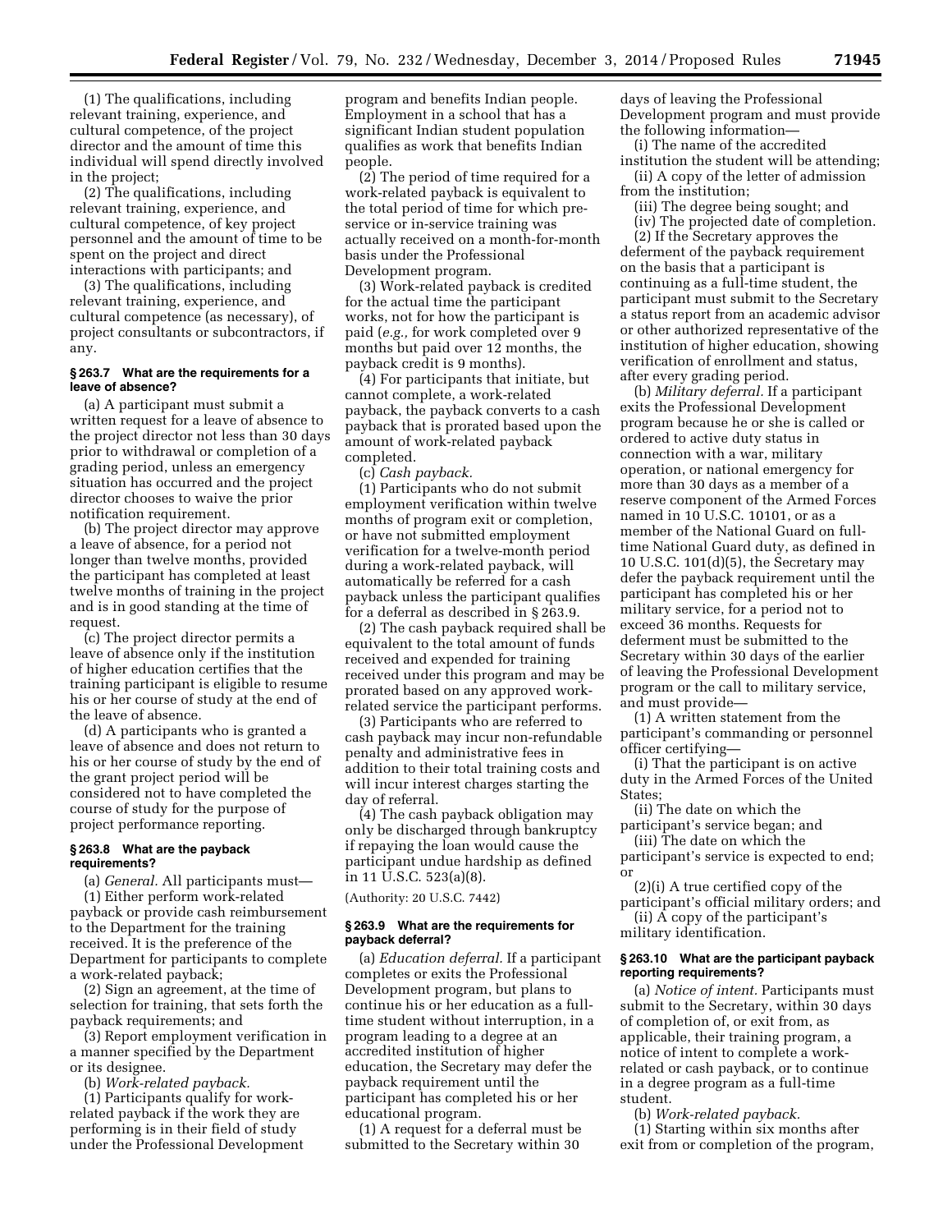(1) The qualifications, including relevant training, experience, and cultural competence, of the project director and the amount of time this individual will spend directly involved in the project;

(2) The qualifications, including relevant training, experience, and cultural competence, of key project personnel and the amount of time to be spent on the project and direct interactions with participants; and

(3) The qualifications, including relevant training, experience, and cultural competence (as necessary), of project consultants or subcontractors, if any.

#### § 263.7 What are the requirements for a leave of absence?

(a) A participant must submit a written request for a leave of absence to the project director not less than 30 days prior to withdrawal or completion of a grading period, unless an emergency situation has occurred and the project director chooses to waive the prior notification requirement.

(b) The project director may approve a leave of absence, for a period not longer than twelve months, provided the participant has completed at least twelve months of training in the project and is in good standing at the time of request.

(c) The project director permits a leave of absence only if the institution of higher education certifies that the training participant is eligible to resume his or her course of study at the end of the leave of absence.

(d) A participants who is granted a leave of absence and does not return to his or her course of study by the end of the grant project period will be considered not to have completed the course of study for the purpose of project performance reporting.

#### § 263.8 What are the payback requirements?

(a) *General.* All participants must—

(1) Either perform work-related payback or provide cash reimbursement to the Department for the training received. It is the preference of the Department for participants to complete a work-related payback;

(2) Sign an agreement, at the time of selection for training, that sets forth the payback requirements; and

(3) Report employment verification in a manner specified by the Department or its designee.

(b) *Work-related payback.*

(1) Participants qualify for work-related payback if the work they are performing is in their field of study under the Professional Development program and benefits Indian people. Employment in a school that has a significant Indian student population qualifies as work that benefits Indian people.

(2) The period of time required for a work-related payback is equivalent to the total period of time for which pre-service or in-service training was actually received on a month-for-month basis under the Professional Development program.

(3) Work-related payback is credited for the actual time the participant works, not for how the participant is paid (*e.g.,* for work completed over 9 months but paid over 12 months, the payback credit is 9 months).

(4) For participants that initiate, but cannot complete, a work-related payback, the payback converts to a cash payback that is prorated based upon the amount of work-related payback completed.

(c) *Cash payback.*

(1) Participants who do not submit employment verification within twelve months of program exit or completion, or have not submitted employment verification for a twelve-month period during a work-related payback, will automatically be referred for a cash payback unless the participant qualifies for a deferral as described in § 263.9.

(2) The cash payback required shall be equivalent to the total amount of funds received and expended for training received under this program and may be prorated based on any approved work-related service the participant performs.

(3) Participants who are referred to cash payback may incur non-refundable penalty and administrative fees in addition to their total training costs and will incur interest charges starting the day of referral.

(4) The cash payback obligation may only be discharged through bankruptcy if repaying the loan would cause the participant undue hardship as defined in 11 U.S.C. 523(a)(8).

(Authority: 20 U.S.C. 7442)

#### § 263.9 What are the requirements for payback deferral?

(a) *Education deferral.* If a participant completes or exits the Professional Development program, but plans to continue his or her education as a full-time student without interruption, in a program leading to a degree at an accredited institution of higher education, the Secretary may defer the payback requirement until the participant has completed his or her educational program.

(1) A request for a deferral must be submitted to the Secretary within 30 days of leaving the Professional Development program and must provide the following information—

(i) The name of the accredited institution the student will be attending;

(ii) A copy of the letter of admission from the institution;

(iii) The degree being sought; and

(iv) The projected date of completion.

(2) If the Secretary approves the deferment of the payback requirement on the basis that a participant is continuing as a full-time student, the participant must submit to the Secretary a status report from an academic advisor or other authorized representative of the institution of higher education, showing verification of enrollment and status, after every grading period.

(b) *Military deferral.* If a participant exits the Professional Development program because he or she is called or ordered to active duty status in connection with a war, military operation, or national emergency for more than 30 days as a member of a reserve component of the Armed Forces named in 10 U.S.C. 10101, or as a member of the National Guard on full-time National Guard duty, as defined in 10 U.S.C. 101(d)(5), the Secretary may defer the payback requirement until the participant has completed his or her military service, for a period not to exceed 36 months. Requests for deferment must be submitted to the Secretary within 30 days of the earlier of leaving the Professional Development program or the call to military service, and must provide—

(1) A written statement from the participant's commanding or personnel officer certifying—

(i) That the participant is on active duty in the Armed Forces of the United States;

(ii) The date on which the participant's service began; and

(iii) The date on which the participant's service is expected to end; or

(2)(i) A true certified copy of the participant's official military orders; and

(ii) A copy of the participant's military identification.

#### § 263.10 What are the participant payback reporting requirements?

(a) *Notice of intent.* Participants must submit to the Secretary, within 30 days of completion of, or exit from, as applicable, their training program, a notice of intent to complete a work-related or cash payback, or to continue in a degree program as a full-time student.

(b) *Work-related payback.*

(1) Starting within six months after exit from or completion of the program,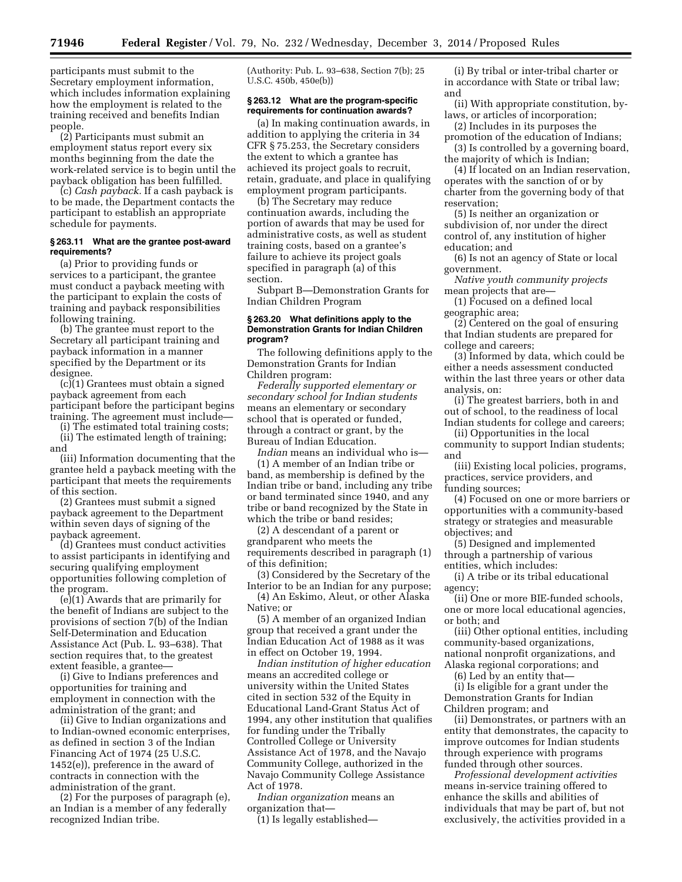participants must submit to the Secretary employment information, which includes information explaining how the employment is related to the training received and benefits Indian people.

(2) Participants must submit an employment status report every six months beginning from the date the work-related service is to begin until the payback obligation has been fulfilled.

(c) *Cash payback.* If a cash payback is to be made, the Department contacts the participant to establish an appropriate schedule for payments.

#### § 263.11 What are the grantee post-award requirements?

(a) Prior to providing funds or services to a participant, the grantee must conduct a payback meeting with the participant to explain the costs of training and payback responsibilities following training.

(b) The grantee must report to the Secretary all participant training and payback information in a manner specified by the Department or its designee.

(c)(1) Grantees must obtain a signed payback agreement from each participant before the participant begins training. The agreement must include—

(i) The estimated total training costs;

(ii) The estimated length of training; and

(iii) Information documenting that the grantee held a payback meeting with the participant that meets the requirements of this section.

(2) Grantees must submit a signed payback agreement to the Department within seven days of signing of the payback agreement.

(d) Grantees must conduct activities to assist participants in identifying and securing qualifying employment opportunities following completion of the program.

(e)(1) Awards that are primarily for the benefit of Indians are subject to the provisions of section 7(b) of the Indian Self-Determination and Education Assistance Act (Pub. L. 93–638). That section requires that, to the greatest extent feasible, a grantee—

(i) Give to Indians preferences and opportunities for training and employment in connection with the administration of the grant; and

(ii) Give to Indian organizations and to Indian-owned economic enterprises, as defined in section 3 of the Indian Financing Act of 1974 (25 U.S.C. 1452(e)), preference in the award of contracts in connection with the administration of the grant.

(2) For the purposes of paragraph (e), an Indian is a member of any federally recognized Indian tribe.

(Authority: Pub. L. 93–638, Section 7(b); 25 U.S.C. 450b, 450e(b))

#### § 263.12 What are the program-specific requirements for continuation awards?

(a) In making continuation awards, in addition to applying the criteria in 34 CFR § 75.253, the Secretary considers the extent to which a grantee has achieved its project goals to recruit, retain, graduate, and place in qualifying employment program participants.

(b) The Secretary may reduce continuation awards, including the portion of awards that may be used for administrative costs, as well as student training costs, based on a grantee's failure to achieve its project goals specified in paragraph (a) of this section.

Subpart B—Demonstration Grants for Indian Children Program

#### § 263.20 What definitions apply to the Demonstration Grants for Indian Children program?

The following definitions apply to the Demonstration Grants for Indian Children program:

*Federally supported elementary or secondary school for Indian students* means an elementary or secondary school that is operated or funded, through a contract or grant, by the Bureau of Indian Education.

*Indian* means an individual who is—

(1) A member of an Indian tribe or band, as membership is defined by the Indian tribe or band, including any tribe or band terminated since 1940, and any tribe or band recognized by the State in which the tribe or band resides;

(2) A descendant of a parent or grandparent who meets the requirements described in paragraph (1) of this definition;

(3) Considered by the Secretary of the Interior to be an Indian for any purpose;

(4) An Eskimo, Aleut, or other Alaska Native; or

(5) A member of an organized Indian group that received a grant under the Indian Education Act of 1988 as it was in effect on October 19, 1994.

*Indian institution of higher education* means an accredited college or university within the United States cited in section 532 of the Equity in Educational Land-Grant Status Act of 1994, any other institution that qualifies for funding under the Tribally Controlled College or University Assistance Act of 1978, and the Navajo Community College, authorized in the Navajo Community College Assistance Act of 1978.

*Indian organization* means an organization that—

(1) Is legally established—

(i) By tribal or inter-tribal charter or in accordance with State or tribal law; and

(ii) With appropriate constitution, by-laws, or articles of incorporation;

(2) Includes in its purposes the promotion of the education of Indians;

(3) Is controlled by a governing board, the majority of which is Indian;

(4) If located on an Indian reservation, operates with the sanction of or by charter from the governing body of that reservation;

(5) Is neither an organization or subdivision of, nor under the direct control of, any institution of higher education; and

(6) Is not an agency of State or local government.

*Native youth community projects* mean projects that are—

(1) Focused on a defined local geographic area;

(2) Centered on the goal of ensuring that Indian students are prepared for college and careers;

(3) Informed by data, which could be either a needs assessment conducted within the last three years or other data analysis, on:

(i) The greatest barriers, both in and out of school, to the readiness of local Indian students for college and careers;

(ii) Opportunities in the local community to support Indian students; and

(iii) Existing local policies, programs, practices, service providers, and funding sources;

(4) Focused on one or more barriers or opportunities with a community-based strategy or strategies and measurable objectives; and

(5) Designed and implemented through a partnership of various entities, which includes:

(i) A tribe or its tribal educational agency;

(ii) One or more BIE-funded schools, one or more local educational agencies, or both; and

(iii) Other optional entities, including community-based organizations, national nonprofit organizations, and Alaska regional corporations; and

(6) Led by an entity that—

(i) Is eligible for a grant under the Demonstration Grants for Indian Children program; and

(ii) Demonstrates, or partners with an entity that demonstrates, the capacity to improve outcomes for Indian students through experience with programs funded through other sources.

*Professional development activities* means in-service training offered to enhance the skills and abilities of individuals that may be part of, but not exclusively, the activities provided in a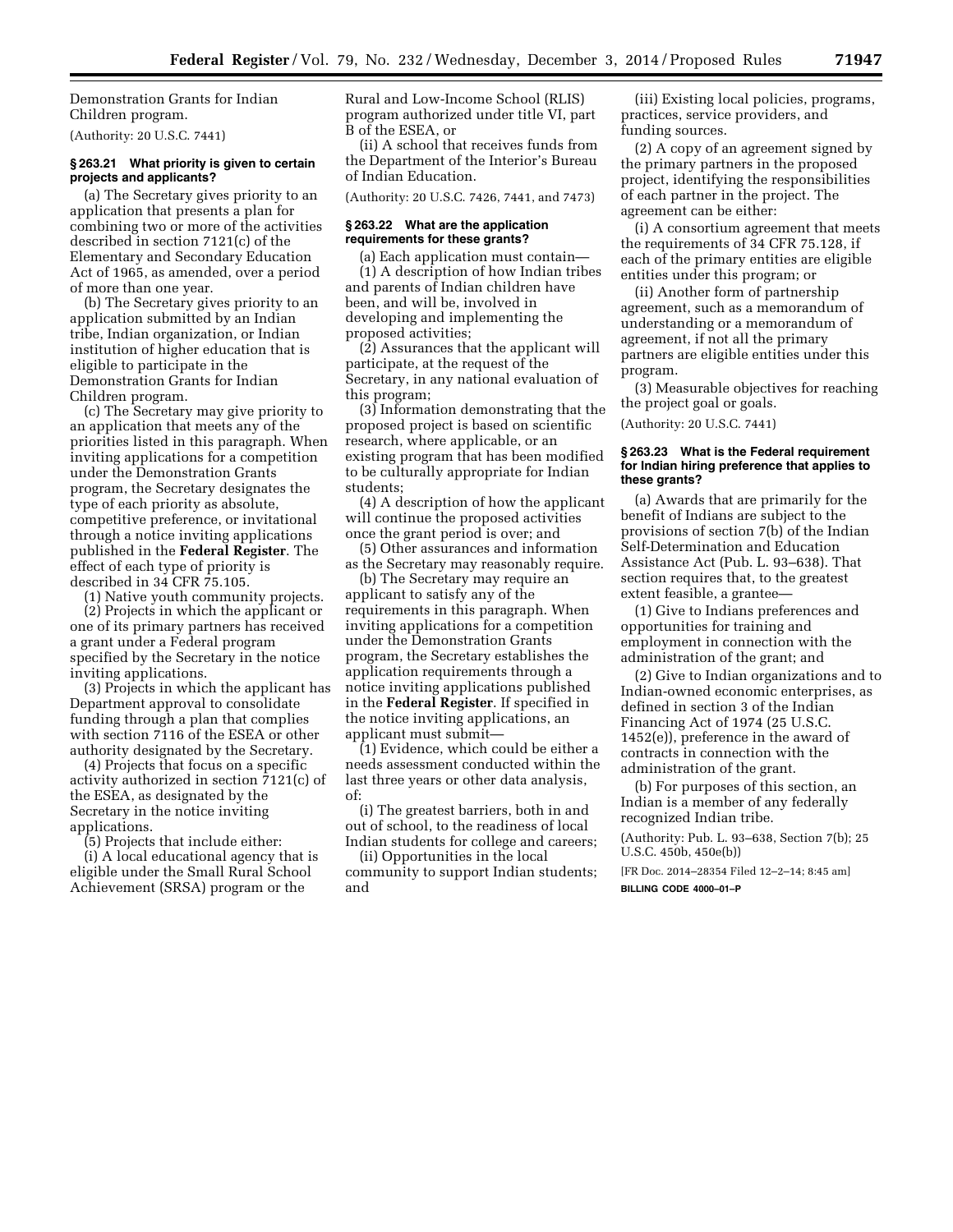Demonstration Grants for Indian Children program.

(Authority: 20 U.S.C. 7441)

### § 263.21 What priority is given to certain projects and applicants?

(a) The Secretary gives priority to an application that presents a plan for combining two or more of the activities described in section 7121(c) of the Elementary and Secondary Education Act of 1965, as amended, over a period of more than one year.

(b) The Secretary gives priority to an application submitted by an Indian tribe, Indian organization, or Indian institution of higher education that is eligible to participate in the Demonstration Grants for Indian Children program.

(c) The Secretary may give priority to an application that meets any of the priorities listed in this paragraph. When inviting applications for a competition under the Demonstration Grants program, the Secretary designates the type of each priority as absolute, competitive preference, or invitational through a notice inviting applications published in the **Federal Register**. The effect of each type of priority is described in 34 CFR 75.105.

(1) Native youth community projects.

(2) Projects in which the applicant or one of its primary partners has received a grant under a Federal program specified by the Secretary in the notice inviting applications.

(3) Projects in which the applicant has Department approval to consolidate funding through a plan that complies with section 7116 of the ESEA or other authority designated by the Secretary.

(4) Projects that focus on a specific activity authorized in section 7121(c) of the ESEA, as designated by the Secretary in the notice inviting applications.

(5) Projects that include either:

(i) A local educational agency that is eligible under the Small Rural School Achievement (SRSA) program or the Rural and Low-Income School (RLIS) program authorized under title VI, part B of the ESEA, or

(ii) A school that receives funds from the Department of the Interior's Bureau of Indian Education.

(Authority: 20 U.S.C. 7426, 7441, and 7473)

### § 263.22 What are the application requirements for these grants?

(a) Each application must contain—

(1) A description of how Indian tribes and parents of Indian children have been, and will be, involved in developing and implementing the proposed activities;

(2) Assurances that the applicant will participate, at the request of the Secretary, in any national evaluation of this program;

(3) Information demonstrating that the proposed project is based on scientific research, where applicable, or an existing program that has been modified to be culturally appropriate for Indian students;

(4) A description of how the applicant will continue the proposed activities once the grant period is over; and

(5) Other assurances and information as the Secretary may reasonably require.

(b) The Secretary may require an applicant to satisfy any of the requirements in this paragraph. When inviting applications for a competition under the Demonstration Grants program, the Secretary establishes the application requirements through a notice inviting applications published in the **Federal Register**. If specified in the notice inviting applications, an applicant must submit—

(1) Evidence, which could be either a needs assessment conducted within the last three years or other data analysis, of:

(i) The greatest barriers, both in and out of school, to the readiness of local Indian students for college and careers;

(ii) Opportunities in the local community to support Indian students; and

(iii) Existing local policies, programs, practices, service providers, and funding sources.

(2) A copy of an agreement signed by the primary partners in the proposed project, identifying the responsibilities of each partner in the project. The agreement can be either:

(i) A consortium agreement that meets the requirements of 34 CFR 75.128, if each of the primary entities are eligible entities under this program; or

(ii) Another form of partnership agreement, such as a memorandum of understanding or a memorandum of agreement, if not all the primary partners are eligible entities under this program.

(3) Measurable objectives for reaching the project goal or goals.

(Authority: 20 U.S.C. 7441)

### § 263.23 What is the Federal requirement for Indian hiring preference that applies to these grants?

(a) Awards that are primarily for the benefit of Indians are subject to the provisions of section 7(b) of the Indian Self-Determination and Education Assistance Act (Pub. L. 93–638). That section requires that, to the greatest extent feasible, a grantee—

(1) Give to Indians preferences and opportunities for training and employment in connection with the administration of the grant; and

(2) Give to Indian organizations and to Indian-owned economic enterprises, as defined in section 3 of the Indian Financing Act of 1974 (25 U.S.C. 1452(e)), preference in the award of contracts in connection with the administration of the grant.

(b) For purposes of this section, an Indian is a member of any federally recognized Indian tribe.

(Authority: Pub. L. 93–638, Section 7(b); 25 U.S.C. 450b, 450e(b))

[FR Doc. 2014–28354 Filed 12–2–14; 8:45 am]

**BILLING CODE 4000–01–P**